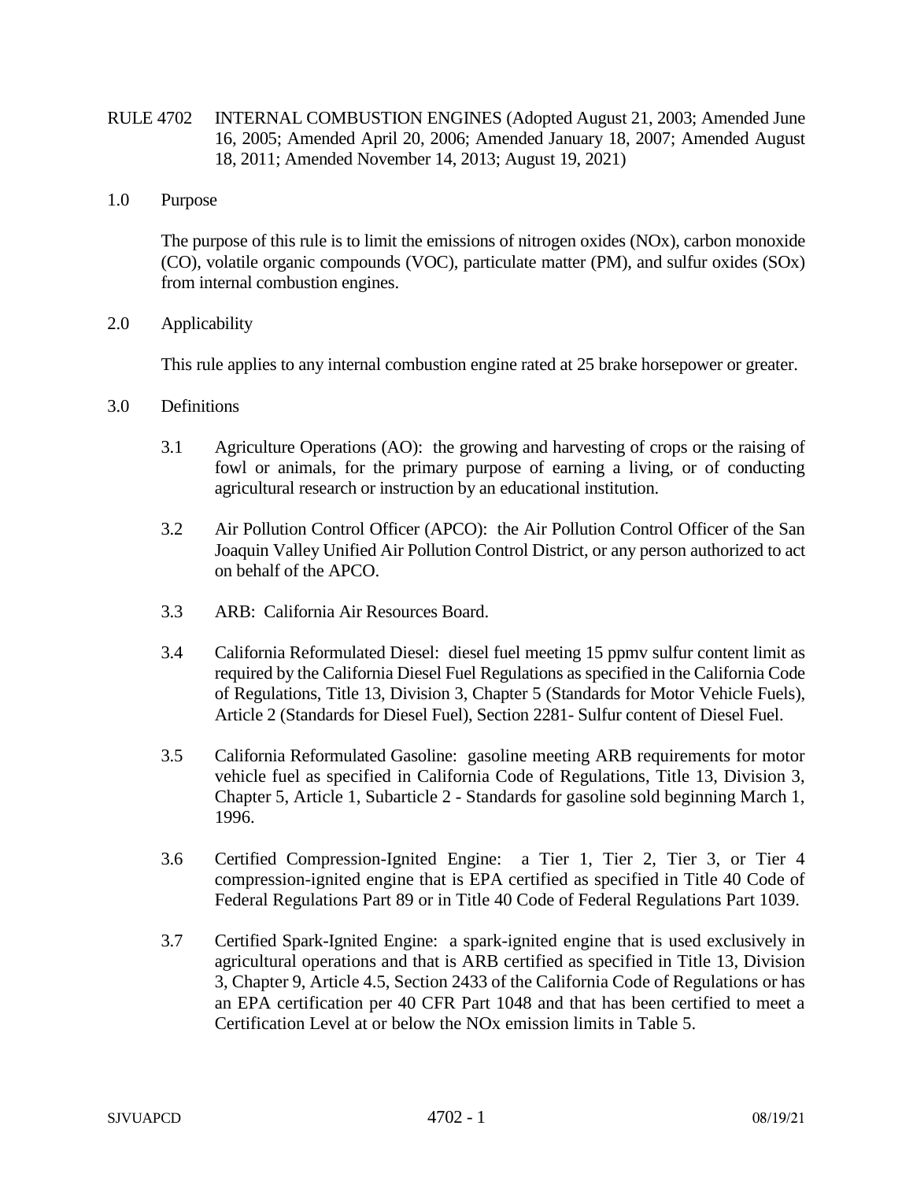RULE 4702 INTERNAL COMBUSTION ENGINES (Adopted August 21, 2003; Amended June 16, 2005; Amended April 20, 2006; Amended January 18, 2007; Amended August 18, 2011; Amended November 14, 2013; August 19, 2021)

## 1.0 Purpose

The purpose of this rule is to limit the emissions of nitrogen oxides (NOx), carbon monoxide (CO), volatile organic compounds (VOC), particulate matter (PM), and sulfur oxides (SOx) from internal combustion engines.

## 2.0 Applicability

This rule applies to any internal combustion engine rated at 25 brake horsepower or greater.

## 3.0 Definitions

3.1 Agriculture Operations (AO): the growing and harvesting of crops or the raising of fowl or animals, for the primary purpose of earning a living, or of conducting agricultural research or instruction by an educational institution.

3.2 Air Pollution Control Officer (APCO): the Air Pollution Control Officer of the San Joaquin Valley Unified Air Pollution Control District, or any person authorized to act on behalf of the APCO.

3.3 ARB: California Air Resources Board.

3.4 California Reformulated Diesel: diesel fuel meeting 15 ppmv sulfur content limit as required by the California Diesel Fuel Regulations as specified in the California Code of Regulations, Title 13, Division 3, Chapter 5 (Standards for Motor Vehicle Fuels), Article 2 (Standards for Diesel Fuel), Section 2281- Sulfur content of Diesel Fuel.

3.5 California Reformulated Gasoline: gasoline meeting ARB requirements for motor vehicle fuel as specified in California Code of Regulations, Title 13, Division 3, Chapter 5, Article 1, Subarticle 2 - Standards for gasoline sold beginning March 1, 1996.

3.6 Certified Compression-Ignited Engine: a Tier 1, Tier 2, Tier 3, or Tier 4 compression-ignited engine that is EPA certified as specified in Title 40 Code of Federal Regulations Part 89 or in Title 40 Code of Federal Regulations Part 1039.

3.7 Certified Spark-Ignited Engine: a spark-ignited engine that is used exclusively in agricultural operations and that is ARB certified as specified in Title 13, Division 3, Chapter 9, Article 4.5, Section 2433 of the California Code of Regulations or has an EPA certification per 40 CFR Part 1048 and that has been certified to meet a Certification Level at or below the NOx emission limits in Table 5.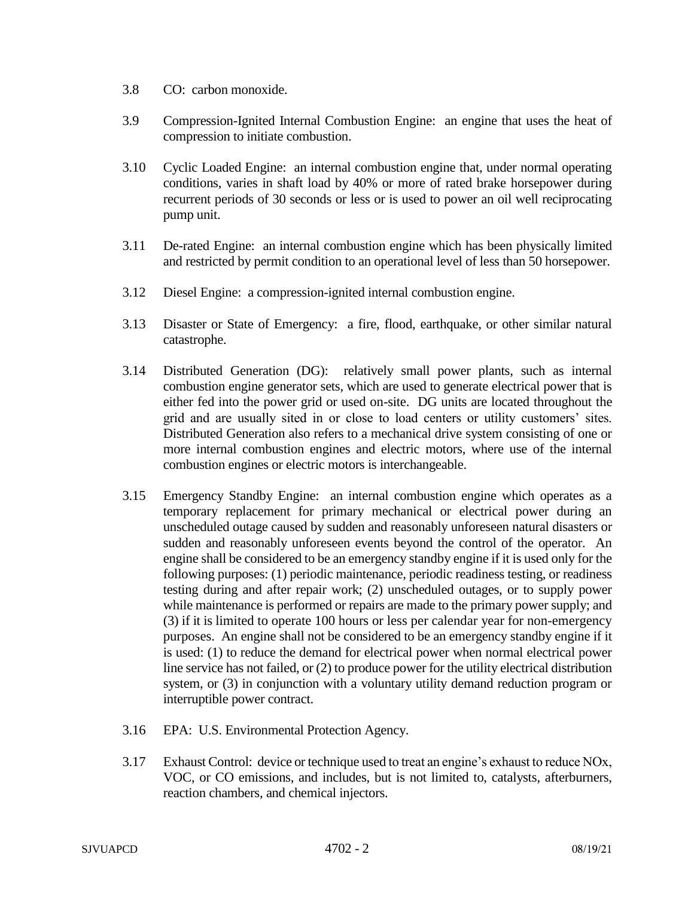3.8 CO: carbon monoxide.

3.9 Compression-Ignited Internal Combustion Engine: an engine that uses the heat of compression to initiate combustion.

3.10 Cyclic Loaded Engine: an internal combustion engine that, under normal operating conditions, varies in shaft load by 40% or more of rated brake horsepower during recurrent periods of 30 seconds or less or is used to power an oil well reciprocating pump unit.

3.11 De-rated Engine: an internal combustion engine which has been physically limited and restricted by permit condition to an operational level of less than 50 horsepower.

3.12 Diesel Engine: a compression-ignited internal combustion engine.

3.13 Disaster or State of Emergency: a fire, flood, earthquake, or other similar natural catastrophe.

3.14 Distributed Generation (DG): relatively small power plants, such as internal combustion engine generator sets, which are used to generate electrical power that is either fed into the power grid or used on-site. DG units are located throughout the grid and are usually sited in or close to load centers or utility customers' sites. Distributed Generation also refers to a mechanical drive system consisting of one or more internal combustion engines and electric motors, where use of the internal combustion engines or electric motors is interchangeable.

3.15 Emergency Standby Engine: an internal combustion engine which operates as a temporary replacement for primary mechanical or electrical power during an unscheduled outage caused by sudden and reasonably unforeseen natural disasters or sudden and reasonably unforeseen events beyond the control of the operator. An engine shall be considered to be an emergency standby engine if it is used only for the following purposes: (1) periodic maintenance, periodic readiness testing, or readiness testing during and after repair work; (2) unscheduled outages, or to supply power while maintenance is performed or repairs are made to the primary power supply; and (3) if it is limited to operate 100 hours or less per calendar year for non-emergency purposes. An engine shall not be considered to be an emergency standby engine if it is used: (1) to reduce the demand for electrical power when normal electrical power line service has not failed, or (2) to produce power for the utility electrical distribution system, or (3) in conjunction with a voluntary utility demand reduction program or interruptible power contract.

3.16 EPA: U.S. Environmental Protection Agency.

3.17 Exhaust Control: device or technique used to treat an engine's exhaust to reduce NOx, VOC, or CO emissions, and includes, but is not limited to, catalysts, afterburners, reaction chambers, and chemical injectors.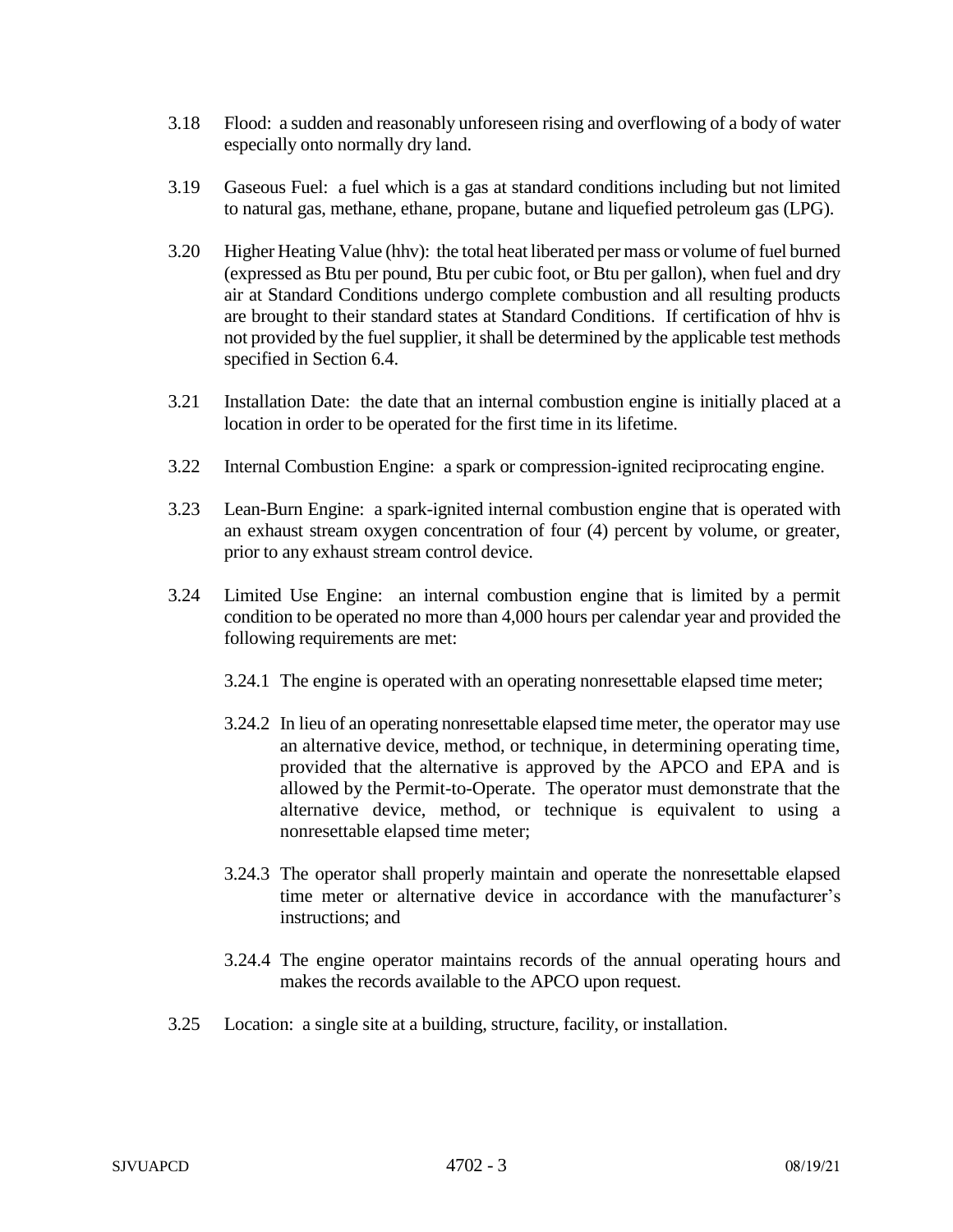3.18 Flood: a sudden and reasonably unforeseen rising and overflowing of a body of water especially onto normally dry land.

3.19 Gaseous Fuel: a fuel which is a gas at standard conditions including but not limited to natural gas, methane, ethane, propane, butane and liquefied petroleum gas (LPG).

3.20 Higher Heating Value (hhv): the total heat liberated per mass or volume of fuel burned (expressed as Btu per pound, Btu per cubic foot, or Btu per gallon), when fuel and dry air at Standard Conditions undergo complete combustion and all resulting products are brought to their standard states at Standard Conditions. If certification of hhv is not provided by the fuel supplier, it shall be determined by the applicable test methods specified in Section 6.4.

3.21 Installation Date: the date that an internal combustion engine is initially placed at a location in order to be operated for the first time in its lifetime.

3.22 Internal Combustion Engine: a spark or compression-ignited reciprocating engine.

3.23 Lean-Burn Engine: a spark-ignited internal combustion engine that is operated with an exhaust stream oxygen concentration of four (4) percent by volume, or greater, prior to any exhaust stream control device.

3.24 Limited Use Engine: an internal combustion engine that is limited by a permit condition to be operated no more than 4,000 hours per calendar year and provided the following requirements are met:

3.24.1 The engine is operated with an operating nonresettable elapsed time meter;

3.24.2 In lieu of an operating nonresettable elapsed time meter, the operator may use an alternative device, method, or technique, in determining operating time, provided that the alternative is approved by the APCO and EPA and is allowed by the Permit-to-Operate. The operator must demonstrate that the alternative device, method, or technique is equivalent to using a nonresettable elapsed time meter;

3.24.3 The operator shall properly maintain and operate the nonresettable elapsed time meter or alternative device in accordance with the manufacturer's instructions; and

3.24.4 The engine operator maintains records of the annual operating hours and makes the records available to the APCO upon request.

3.25 Location: a single site at a building, structure, facility, or installation.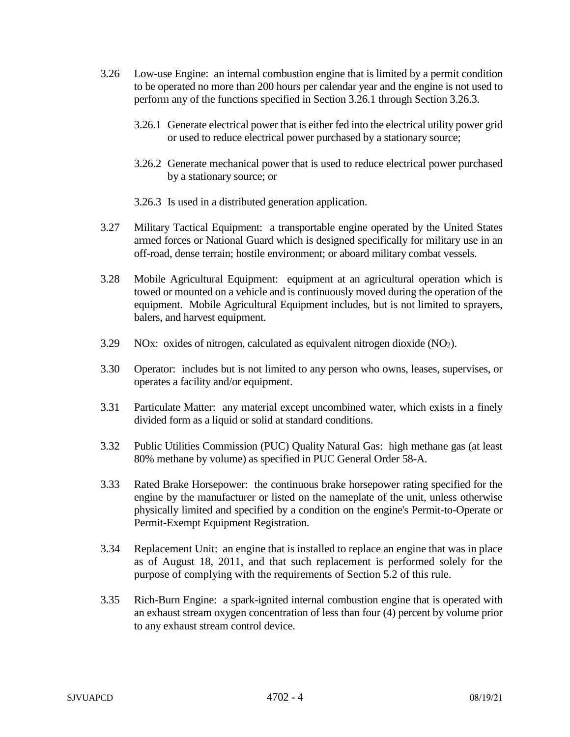3.26 Low-use Engine: an internal combustion engine that is limited by a permit condition to be operated no more than 200 hours per calendar year and the engine is not used to perform any of the functions specified in Section 3.26.1 through Section 3.26.3.

  3.26.1 Generate electrical power that is either fed into the electrical utility power grid or used to reduce electrical power purchased by a stationary source;

  3.26.2 Generate mechanical power that is used to reduce electrical power purchased by a stationary source; or

  3.26.3 Is used in a distributed generation application.

3.27 Military Tactical Equipment: a transportable engine operated by the United States armed forces or National Guard which is designed specifically for military use in an off-road, dense terrain; hostile environment; or aboard military combat vessels.

3.28 Mobile Agricultural Equipment: equipment at an agricultural operation which is towed or mounted on a vehicle and is continuously moved during the operation of the equipment. Mobile Agricultural Equipment includes, but is not limited to sprayers, balers, and harvest equipment.

3.29 NOx: oxides of nitrogen, calculated as equivalent nitrogen dioxide ($NO_2$).

3.30 Operator: includes but is not limited to any person who owns, leases, supervises, or operates a facility and/or equipment.

3.31 Particulate Matter: any material except uncombined water, which exists in a finely divided form as a liquid or solid at standard conditions.

3.32 Public Utilities Commission (PUC) Quality Natural Gas: high methane gas (at least 80% methane by volume) as specified in PUC General Order 58-A.

3.33 Rated Brake Horsepower: the continuous brake horsepower rating specified for the engine by the manufacturer or listed on the nameplate of the unit, unless otherwise physically limited and specified by a condition on the engine's Permit-to-Operate or Permit-Exempt Equipment Registration.

3.34 Replacement Unit: an engine that is installed to replace an engine that was in place as of August 18, 2011, and that such replacement is performed solely for the purpose of complying with the requirements of Section 5.2 of this rule.

3.35 Rich-Burn Engine: a spark-ignited internal combustion engine that is operated with an exhaust stream oxygen concentration of less than four (4) percent by volume prior to any exhaust stream control device.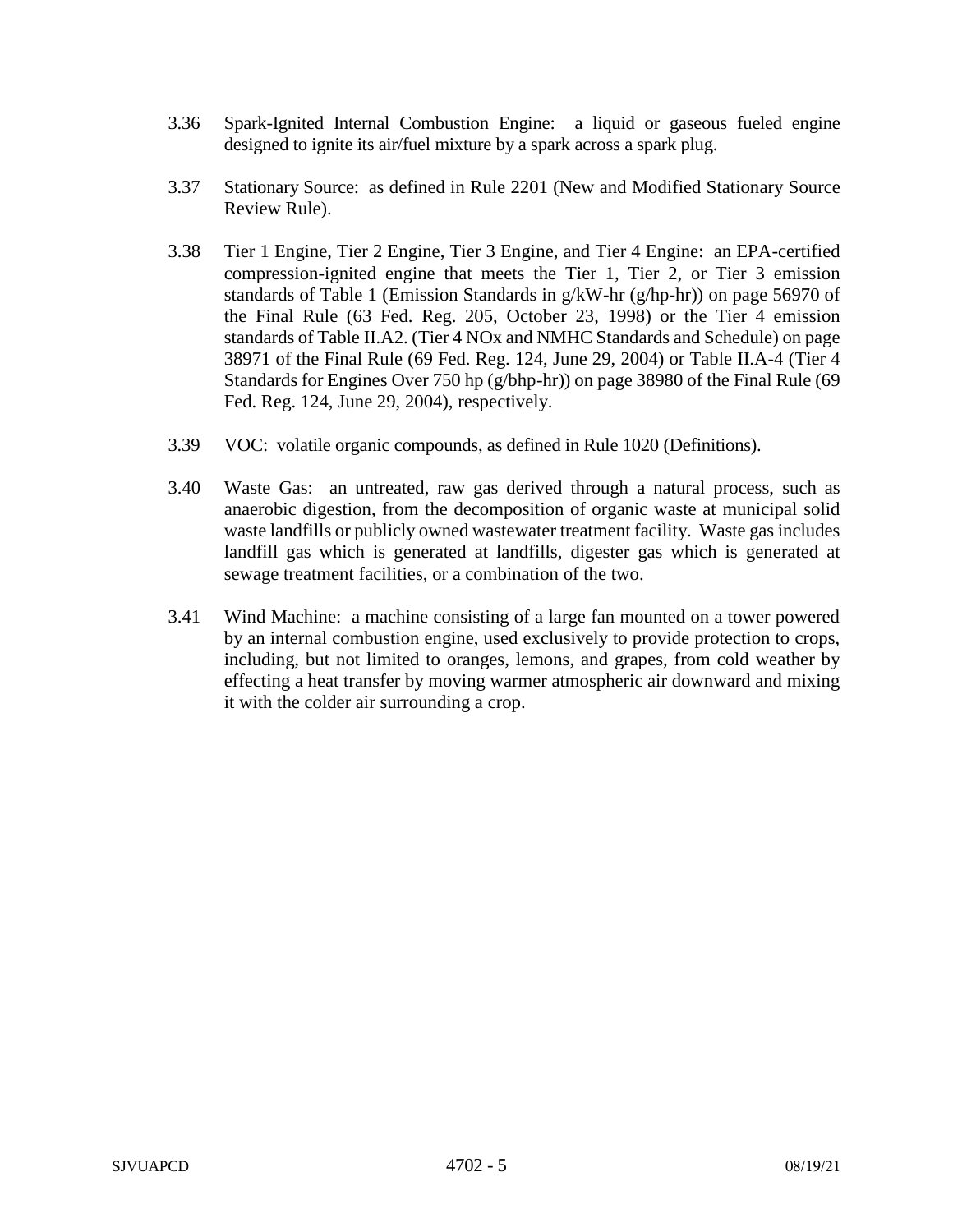3.36 Spark-Ignited Internal Combustion Engine: a liquid or gaseous fueled engine designed to ignite its air/fuel mixture by a spark across a spark plug.

3.37 Stationary Source: as defined in Rule 2201 (New and Modified Stationary Source Review Rule).

3.38 Tier 1 Engine, Tier 2 Engine, Tier 3 Engine, and Tier 4 Engine: an EPA-certified compression-ignited engine that meets the Tier 1, Tier 2, or Tier 3 emission standards of Table 1 (Emission Standards in g/kW-hr (g/hp-hr)) on page 56970 of the Final Rule (63 Fed. Reg. 205, October 23, 1998) or the Tier 4 emission standards of Table II.A2. (Tier 4 NOx and NMHC Standards and Schedule) on page 38971 of the Final Rule (69 Fed. Reg. 124, June 29, 2004) or Table II.A-4 (Tier 4 Standards for Engines Over 750 hp (g/bhp-hr)) on page 38980 of the Final Rule (69 Fed. Reg. 124, June 29, 2004), respectively.

3.39 VOC: volatile organic compounds, as defined in Rule 1020 (Definitions).

3.40 Waste Gas: an untreated, raw gas derived through a natural process, such as anaerobic digestion, from the decomposition of organic waste at municipal solid waste landfills or publicly owned wastewater treatment facility. Waste gas includes landfill gas which is generated at landfills, digester gas which is generated at sewage treatment facilities, or a combination of the two.

3.41 Wind Machine: a machine consisting of a large fan mounted on a tower powered by an internal combustion engine, used exclusively to provide protection to crops, including, but not limited to oranges, lemons, and grapes, from cold weather by effecting a heat transfer by moving warmer atmospheric air downward and mixing it with the colder air surrounding a crop.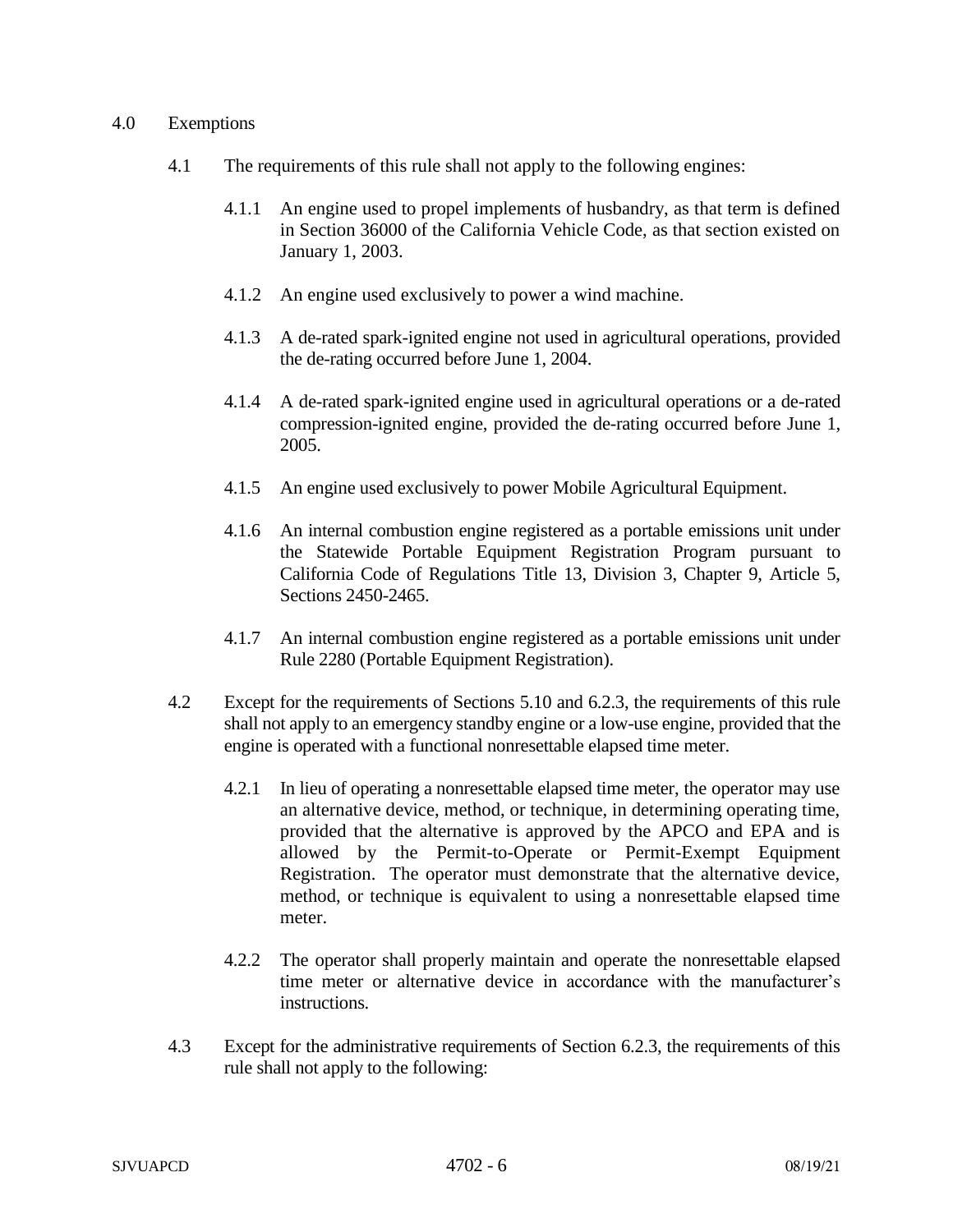## 4.0 Exemptions

4.1 The requirements of this rule shall not apply to the following engines:

4.1.1 An engine used to propel implements of husbandry, as that term is defined in Section 36000 of the California Vehicle Code, as that section existed on January 1, 2003.

4.1.2 An engine used exclusively to power a wind machine.

4.1.3 A de-rated spark-ignited engine not used in agricultural operations, provided the de-rating occurred before June 1, 2004.

4.1.4 A de-rated spark-ignited engine used in agricultural operations or a de-rated compression-ignited engine, provided the de-rating occurred before June 1, 2005.

4.1.5 An engine used exclusively to power Mobile Agricultural Equipment.

4.1.6 An internal combustion engine registered as a portable emissions unit under the Statewide Portable Equipment Registration Program pursuant to California Code of Regulations Title 13, Division 3, Chapter 9, Article 5, Sections 2450-2465.

4.1.7 An internal combustion engine registered as a portable emissions unit under Rule 2280 (Portable Equipment Registration).

4.2 Except for the requirements of Sections 5.10 and 6.2.3, the requirements of this rule shall not apply to an emergency standby engine or a low-use engine, provided that the engine is operated with a functional nonresettable elapsed time meter.

4.2.1 In lieu of operating a nonresettable elapsed time meter, the operator may use an alternative device, method, or technique, in determining operating time, provided that the alternative is approved by the APCO and EPA and is allowed by the Permit-to-Operate or Permit-Exempt Equipment Registration. The operator must demonstrate that the alternative device, method, or technique is equivalent to using a nonresettable elapsed time meter.

4.2.2 The operator shall properly maintain and operate the nonresettable elapsed time meter or alternative device in accordance with the manufacturer's instructions.

4.3 Except for the administrative requirements of Section 6.2.3, the requirements of this rule shall not apply to the following: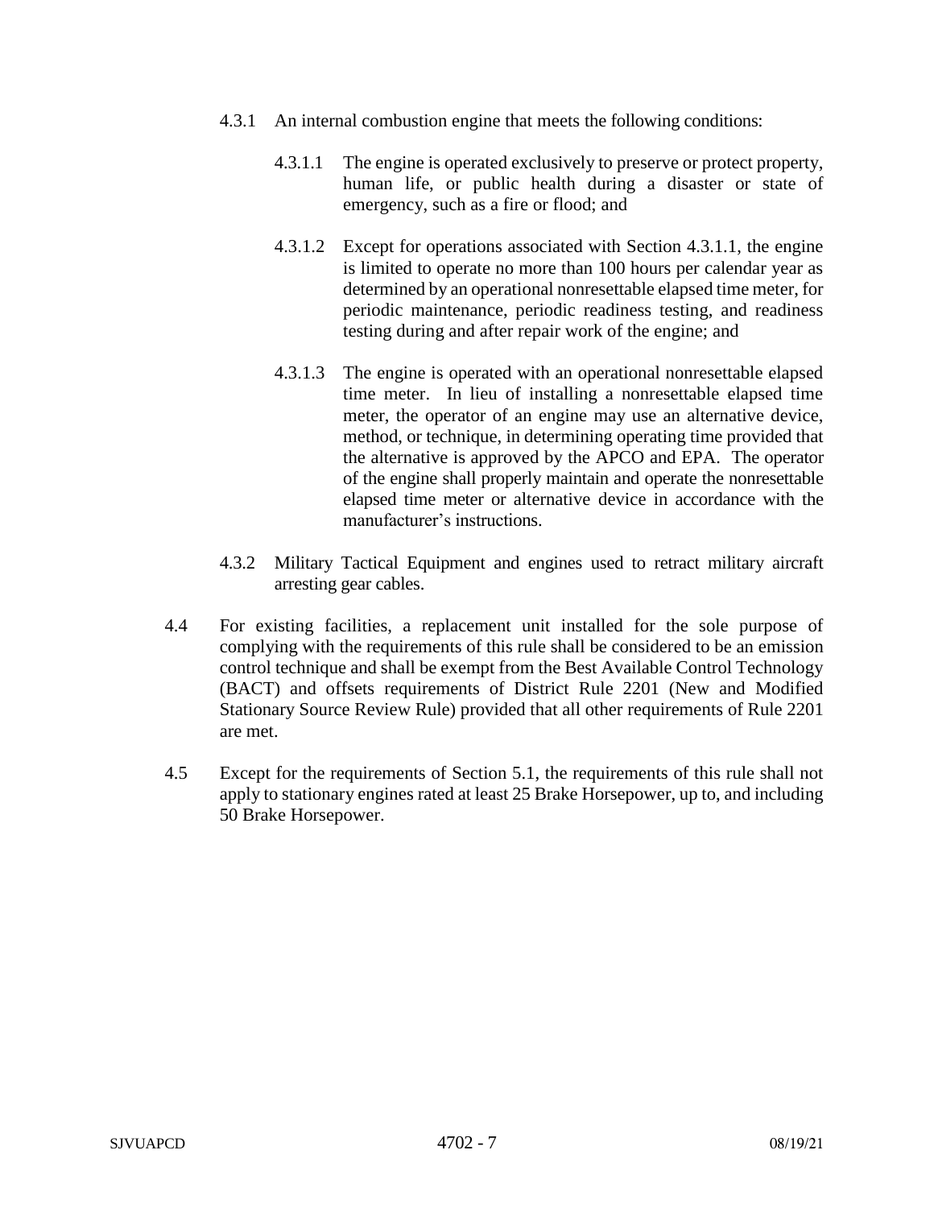4.3.1 An internal combustion engine that meets the following conditions:

4.3.1.1 The engine is operated exclusively to preserve or protect property, human life, or public health during a disaster or state of emergency, such as a fire or flood; and

4.3.1.2 Except for operations associated with Section 4.3.1.1, the engine is limited to operate no more than 100 hours per calendar year as determined by an operational nonresettable elapsed time meter, for periodic maintenance, periodic readiness testing, and readiness testing during and after repair work of the engine; and

4.3.1.3 The engine is operated with an operational nonresettable elapsed time meter. In lieu of installing a nonresettable elapsed time meter, the operator of an engine may use an alternative device, method, or technique, in determining operating time provided that the alternative is approved by the APCO and EPA. The operator of the engine shall properly maintain and operate the nonresettable elapsed time meter or alternative device in accordance with the manufacturer's instructions.

4.3.2 Military Tactical Equipment and engines used to retract military aircraft arresting gear cables.

4.4 For existing facilities, a replacement unit installed for the sole purpose of complying with the requirements of this rule shall be considered to be an emission control technique and shall be exempt from the Best Available Control Technology (BACT) and offsets requirements of District Rule 2201 (New and Modified Stationary Source Review Rule) provided that all other requirements of Rule 2201 are met.

4.5 Except for the requirements of Section 5.1, the requirements of this rule shall not apply to stationary engines rated at least 25 Brake Horsepower, up to, and including 50 Brake Horsepower.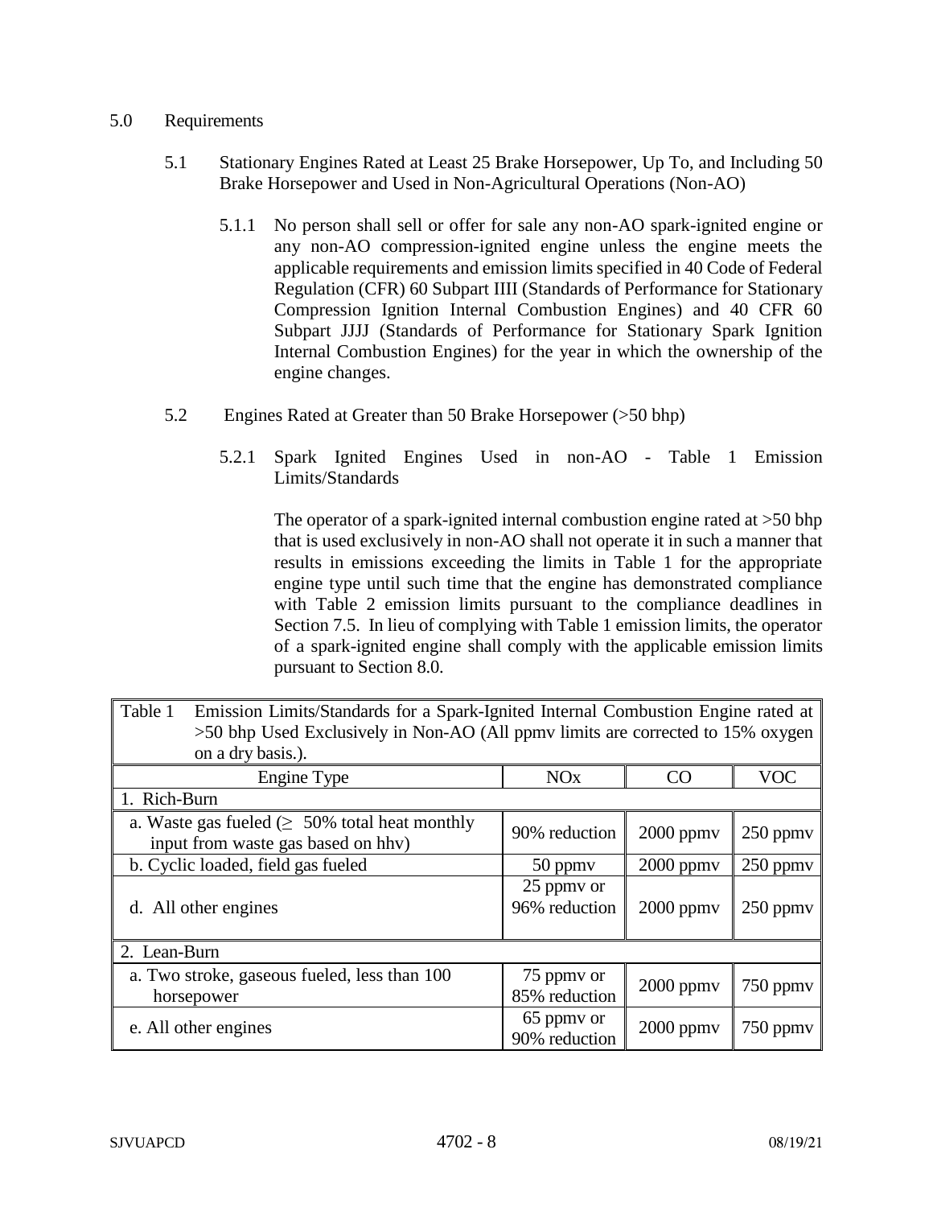5.0 Requirements

5.1 Stationary Engines Rated at Least 25 Brake Horsepower, Up To, and Including 50 Brake Horsepower and Used in Non-Agricultural Operations (Non-AO)

5.1.1 No person shall sell or offer for sale any non-AO spark-ignited engine or any non-AO compression-ignited engine unless the engine meets the applicable requirements and emission limits specified in 40 Code of Federal Regulation (CFR) 60 Subpart IIII (Standards of Performance for Stationary Compression Ignition Internal Combustion Engines) and 40 CFR 60 Subpart JJJJ (Standards of Performance for Stationary Spark Ignition Internal Combustion Engines) for the year in which the ownership of the engine changes.

5.2 Engines Rated at Greater than 50 Brake Horsepower (>50 bhp)

5.2.1 Spark Ignited Engines Used in non-AO - Table 1 Emission Limits/Standards

The operator of a spark-ignited internal combustion engine rated at >50 bhp that is used exclusively in non-AO shall not operate it in such a manner that results in emissions exceeding the limits in Table 1 for the appropriate engine type until such time that the engine has demonstrated compliance with Table 2 emission limits pursuant to the compliance deadlines in Section 7.5. In lieu of complying with Table 1 emission limits, the operator of a spark-ignited engine shall comply with the applicable emission limits pursuant to Section 8.0.

Table 1 Emission Limits/Standards for a Spark-Ignited Internal Combustion Engine rated at >50 bhp Used Exclusively in Non-AO (All ppmv limits are corrected to 15% oxygen on a dry basis.).

| Engine Type | NOx | CO | VOC |
|---|---|---|---|
| 1. Rich-Burn | | | |
| a. Waste gas fueled (≥ 50% total heat monthly input from waste gas based on hhv) | 90% reduction | 2000 ppmv | 250 ppmv |
| b. Cyclic loaded, field gas fueled | 50 ppmv | 2000 ppmv | 250 ppmv |
| d. All other engines | 25 ppmv or 96% reduction | 2000 ppmv | 250 ppmv |
| 2. Lean-Burn | | | |
| a. Two stroke, gaseous fueled, less than 100 horsepower | 75 ppmv or 85% reduction | 2000 ppmv | 750 ppmv |
| e. All other engines | 65 ppmv or 90% reduction | 2000 ppmv | 750 ppmv |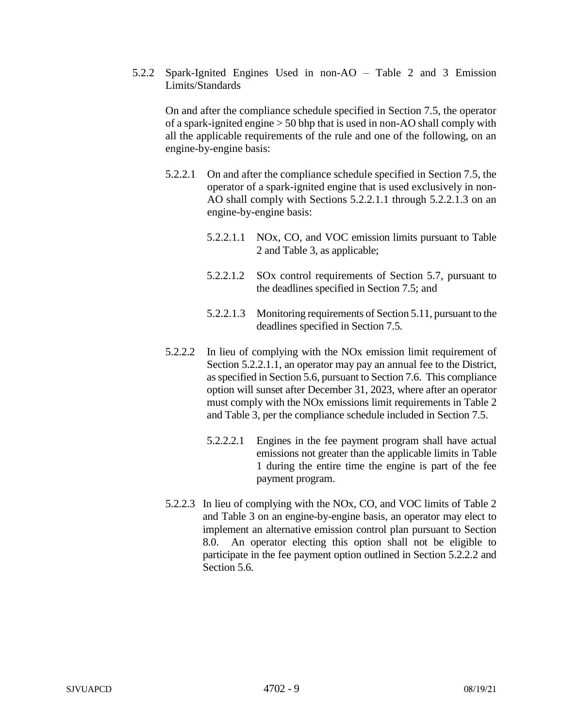5.2.2 Spark-Ignited Engines Used in non-AO – Table 2 and 3 Emission Limits/Standards

On and after the compliance schedule specified in Section 7.5, the operator of a spark-ignited engine > 50 bhp that is used in non-AO shall comply with all the applicable requirements of the rule and one of the following, on an engine-by-engine basis:

5.2.2.1 On and after the compliance schedule specified in Section 7.5, the operator of a spark-ignited engine that is used exclusively in non-AO shall comply with Sections 5.2.2.1.1 through 5.2.2.1.3 on an engine-by-engine basis:

5.2.2.1.1 NOx, CO, and VOC emission limits pursuant to Table 2 and Table 3, as applicable;

5.2.2.1.2 SOx control requirements of Section 5.7, pursuant to the deadlines specified in Section 7.5; and

5.2.2.1.3 Monitoring requirements of Section 5.11, pursuant to the deadlines specified in Section 7.5.

5.2.2.2 In lieu of complying with the NOx emission limit requirement of Section 5.2.2.1.1, an operator may pay an annual fee to the District, as specified in Section 5.6, pursuant to Section 7.6. This compliance option will sunset after December 31, 2023, where after an operator must comply with the NOx emissions limit requirements in Table 2 and Table 3, per the compliance schedule included in Section 7.5.

5.2.2.2.1 Engines in the fee payment program shall have actual emissions not greater than the applicable limits in Table 1 during the entire time the engine is part of the fee payment program.

5.2.2.3 In lieu of complying with the NOx, CO, and VOC limits of Table 2 and Table 3 on an engine-by-engine basis, an operator may elect to implement an alternative emission control plan pursuant to Section 8.0. An operator electing this option shall not be eligible to participate in the fee payment option outlined in Section 5.2.2.2 and Section 5.6.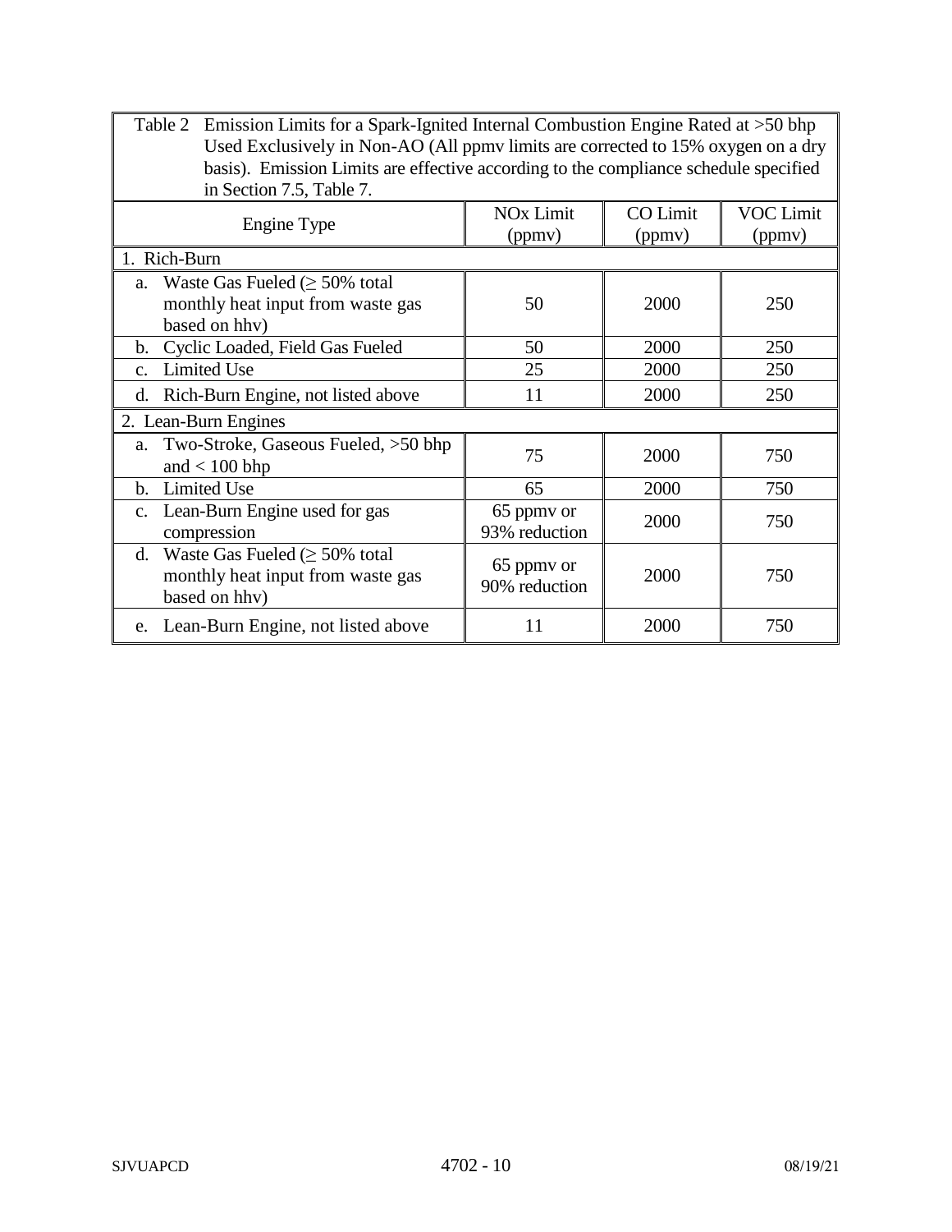| Table 2 Emission Limits for a Spark-Ignited Internal Combustion Engine Rated at >50 bhp Used Exclusively in Non-AO (All ppmv limits are corrected to 15% oxygen on a dry basis). Emission Limits are effective according to the compliance schedule specified in Section 7.5, Table 7. | | | |
|---|---|---|---|
| Engine Type | NOx Limit (ppmv) | CO Limit (ppmv) | VOC Limit (ppmv) |
| 1. Rich-Burn | | | |
| a. Waste Gas Fueled (≥ 50% total monthly heat input from waste gas based on hhv) | 50 | 2000 | 250 |
| b. Cyclic Loaded, Field Gas Fueled | 50 | 2000 | 250 |
| c. Limited Use | 25 | 2000 | 250 |
| d. Rich-Burn Engine, not listed above | 11 | 2000 | 250 |
| 2. Lean-Burn Engines | | | |
| a. Two-Stroke, Gaseous Fueled, >50 bhp and < 100 bhp | 75 | 2000 | 750 |
| b. Limited Use | 65 | 2000 | 750 |
| c. Lean-Burn Engine used for gas compression | 65 ppmv or 93% reduction | 2000 | 750 |
| d. Waste Gas Fueled (≥ 50% total monthly heat input from waste gas based on hhv) | 65 ppmv or 90% reduction | 2000 | 750 |
| e. Lean-Burn Engine, not listed above | 11 | 2000 | 750 |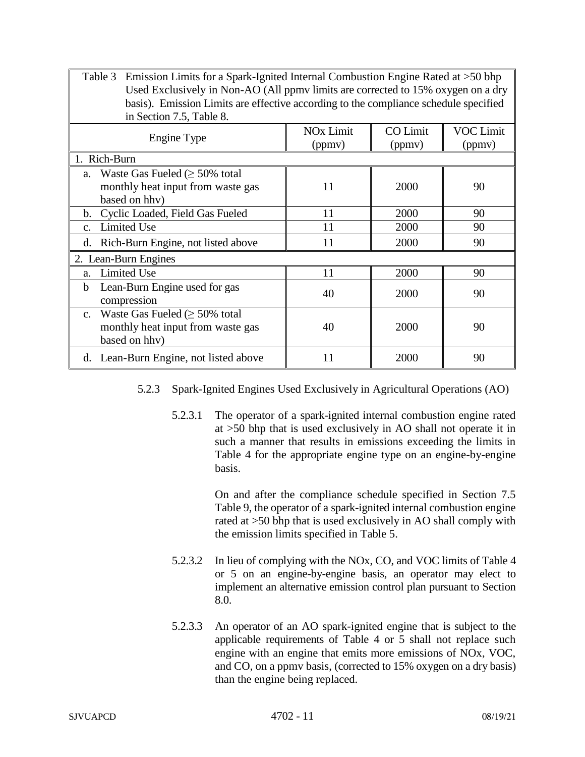| Table 3 Emission Limits for a Spark-Ignited Internal Combustion Engine Rated at >50 bhp Used Exclusively in Non-AO (All ppmv limits are corrected to 15% oxygen on a dry basis). Emission Limits are effective according to the compliance schedule specified in Section 7.5, Table 8. | | | |
|---|---|---|---|
| Engine Type | NOx Limit (ppmv) | CO Limit (ppmv) | VOC Limit (ppmv) |
| 1. Rich-Burn | | | |
| a. Waste Gas Fueled (≥ 50% total monthly heat input from waste gas based on hhv) | 11 | 2000 | 90 |
| b. Cyclic Loaded, Field Gas Fueled | 11 | 2000 | 90 |
| c. Limited Use | 11 | 2000 | 90 |
| d. Rich-Burn Engine, not listed above | 11 | 2000 | 90 |
| 2. Lean-Burn Engines | | | |
| a. Limited Use | 11 | 2000 | 90 |
| b Lean-Burn Engine used for gas compression | 40 | 2000 | 90 |
| c. Waste Gas Fueled (≥ 50% total monthly heat input from waste gas based on hhv) | 40 | 2000 | 90 |
| d. Lean-Burn Engine, not listed above | 11 | 2000 | 90 |

5.2.3 Spark-Ignited Engines Used Exclusively in Agricultural Operations (AO)

5.2.3.1 The operator of a spark-ignited internal combustion engine rated at >50 bhp that is used exclusively in AO shall not operate it in such a manner that results in emissions exceeding the limits in Table 4 for the appropriate engine type on an engine-by-engine basis.

On and after the compliance schedule specified in Section 7.5 Table 9, the operator of a spark-ignited internal combustion engine rated at >50 bhp that is used exclusively in AO shall comply with the emission limits specified in Table 5.

5.2.3.2 In lieu of complying with the NOx, CO, and VOC limits of Table 4 or 5 on an engine-by-engine basis, an operator may elect to implement an alternative emission control plan pursuant to Section 8.0.

5.2.3.3 An operator of an AO spark-ignited engine that is subject to the applicable requirements of Table 4 or 5 shall not replace such engine with an engine that emits more emissions of NOx, VOC, and CO, on a ppmv basis, (corrected to 15% oxygen on a dry basis) than the engine being replaced.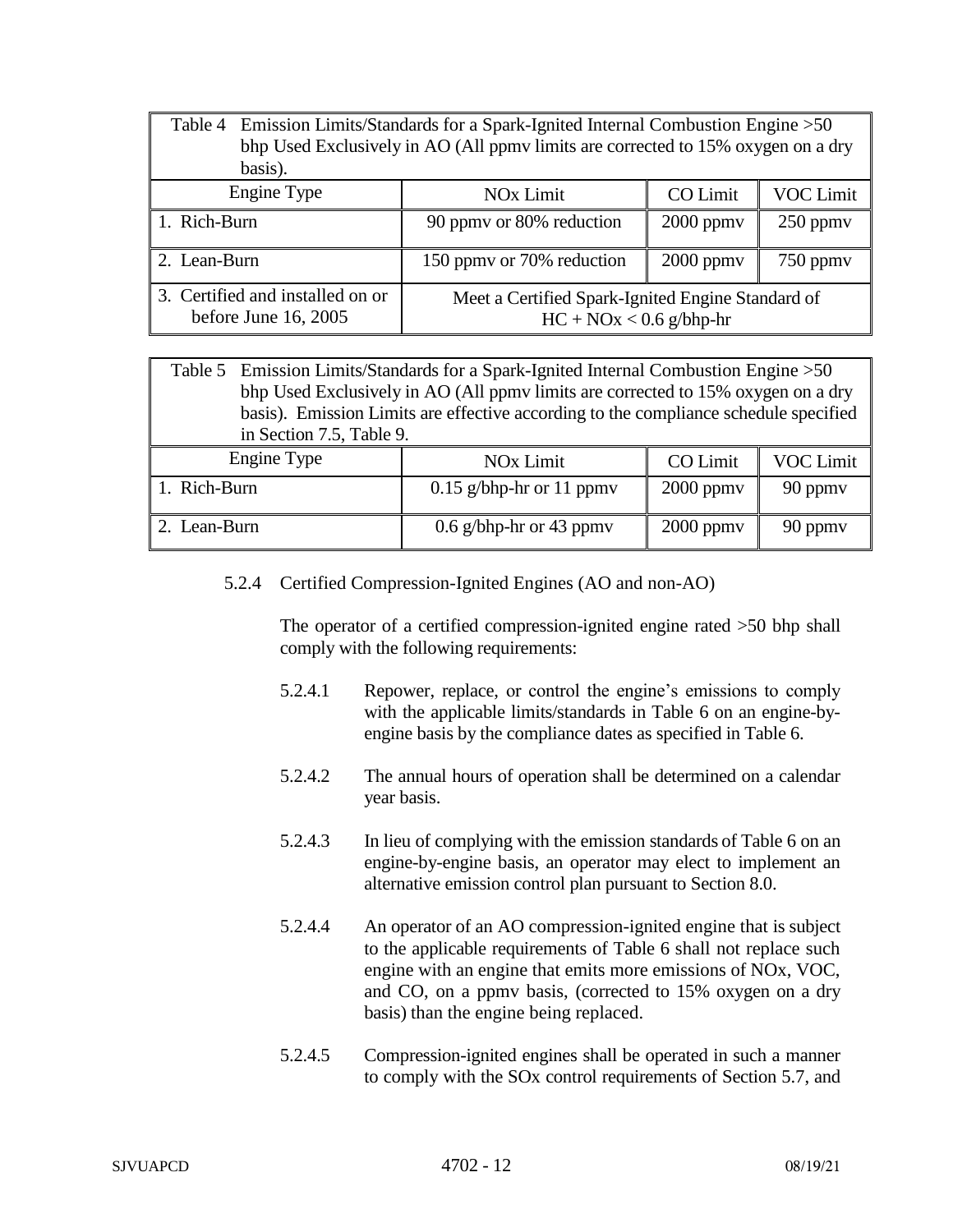| Table 4 Emission Limits/Standards for a Spark-Ignited Internal Combustion Engine >50 bhp Used Exclusively in AO (All ppmv limits are corrected to 15% oxygen on a dry basis). | | | |
|---|---|---|---|
| Engine Type | NOx Limit | CO Limit | VOC Limit |
| 1. Rich-Burn | 90 ppmv or 80% reduction | 2000 ppmv | 250 ppmv |
| 2. Lean-Burn | 150 ppmv or 70% reduction | 2000 ppmv | 750 ppmv |
| 3. Certified and installed on or before June 16, 2005 | Meet a Certified Spark-Ignited Engine Standard of HC + NOx < 0.6 g/bhp-hr | | |

| Table 5 Emission Limits/Standards for a Spark-Ignited Internal Combustion Engine >50 bhp Used Exclusively in AO (All ppmv limits are corrected to 15% oxygen on a dry basis). Emission Limits are effective according to the compliance schedule specified in Section 7.5, Table 9. | | | |
|---|---|---|---|
| Engine Type | NOx Limit | CO Limit | VOC Limit |
| 1. Rich-Burn | 0.15 g/bhp-hr or 11 ppmv | 2000 ppmv | 90 ppmv |
| 2. Lean-Burn | 0.6 g/bhp-hr or 43 ppmv | 2000 ppmv | 90 ppmv |

5.2.4 Certified Compression-Ignited Engines (AO and non-AO)

The operator of a certified compression-ignited engine rated >50 bhp shall comply with the following requirements:

5.2.4.1 Repower, replace, or control the engine's emissions to comply with the applicable limits/standards in Table 6 on an engine-by-engine basis by the compliance dates as specified in Table 6.

5.2.4.2 The annual hours of operation shall be determined on a calendar year basis.

5.2.4.3 In lieu of complying with the emission standards of Table 6 on an engine-by-engine basis, an operator may elect to implement an alternative emission control plan pursuant to Section 8.0.

5.2.4.4 An operator of an AO compression-ignited engine that is subject to the applicable requirements of Table 6 shall not replace such engine with an engine that emits more emissions of NOx, VOC, and CO, on a ppmv basis, (corrected to 15% oxygen on a dry basis) than the engine being replaced.

5.2.4.5 Compression-ignited engines shall be operated in such a manner to comply with the SOx control requirements of Section 5.7, and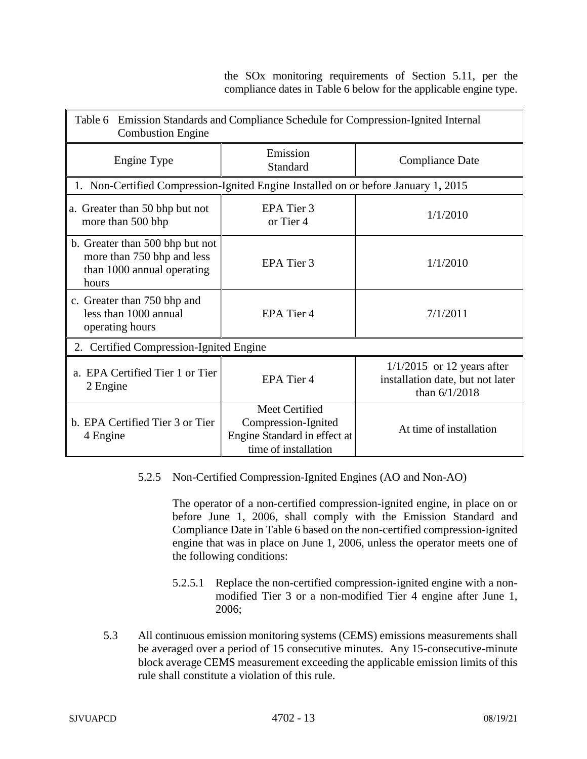the SOx monitoring requirements of Section 5.11, per the compliance dates in Table 6 below for the applicable engine type.

| Table 6 Emission Standards and Compliance Schedule for Compression-Ignited Internal Combustion Engine | | |
|---|---|---|
| Engine Type | Emission Standard | Compliance Date |
| 1. Non-Certified Compression-Ignited Engine Installed on or before January 1, 2015 | | |
| a. Greater than 50 bhp but not more than 500 bhp | EPA Tier 3 or Tier 4 | 1/1/2010 |
| b. Greater than 500 bhp but not more than 750 bhp and less than 1000 annual operating hours | EPA Tier 3 | 1/1/2010 |
| c. Greater than 750 bhp and less than 1000 annual operating hours | EPA Tier 4 | 7/1/2011 |
| 2. Certified Compression-Ignited Engine | | |
| a. EPA Certified Tier 1 or Tier 2 Engine | EPA Tier 4 | 1/1/2015 or 12 years after installation date, but not later than 6/1/2018 |
| b. EPA Certified Tier 3 or Tier 4 Engine | Meet Certified Compression-Ignited Engine Standard in effect at time of installation | At time of installation |

5.2.5 Non-Certified Compression-Ignited Engines (AO and Non-AO)

The operator of a non-certified compression-ignited engine, in place on or before June 1, 2006, shall comply with the Emission Standard and Compliance Date in Table 6 based on the non-certified compression-ignited engine that was in place on June 1, 2006, unless the operator meets one of the following conditions:

5.2.5.1 Replace the non-certified compression-ignited engine with a non-modified Tier 3 or a non-modified Tier 4 engine after June 1, 2006;

5.3 All continuous emission monitoring systems (CEMS) emissions measurements shall be averaged over a period of 15 consecutive minutes. Any 15-consecutive-minute block average CEMS measurement exceeding the applicable emission limits of this rule shall constitute a violation of this rule.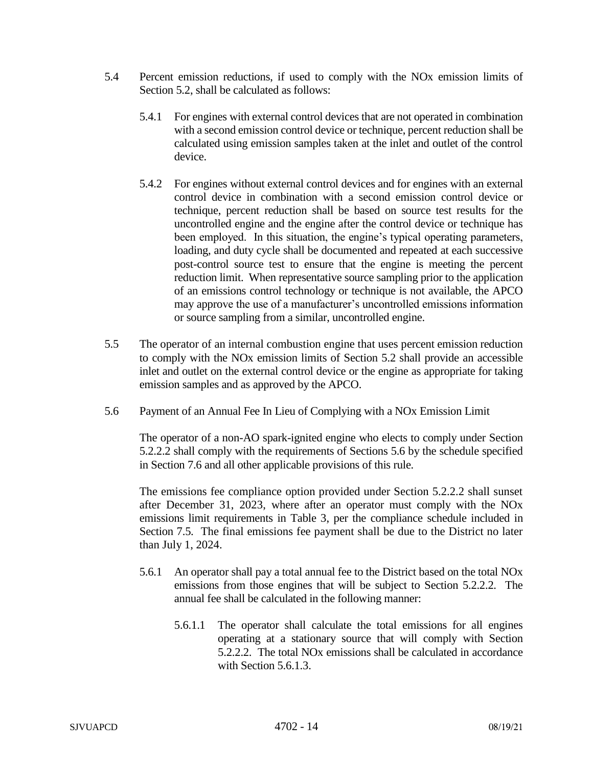5.4 Percent emission reductions, if used to comply with the NOx emission limits of Section 5.2, shall be calculated as follows:

5.4.1 For engines with external control devices that are not operated in combination with a second emission control device or technique, percent reduction shall be calculated using emission samples taken at the inlet and outlet of the control device.

5.4.2 For engines without external control devices and for engines with an external control device in combination with a second emission control device or technique, percent reduction shall be based on source test results for the uncontrolled engine and the engine after the control device or technique has been employed. In this situation, the engine's typical operating parameters, loading, and duty cycle shall be documented and repeated at each successive post-control source test to ensure that the engine is meeting the percent reduction limit. When representative source sampling prior to the application of an emissions control technology or technique is not available, the APCO may approve the use of a manufacturer's uncontrolled emissions information or source sampling from a similar, uncontrolled engine.

5.5 The operator of an internal combustion engine that uses percent emission reduction to comply with the NOx emission limits of Section 5.2 shall provide an accessible inlet and outlet on the external control device or the engine as appropriate for taking emission samples and as approved by the APCO.

5.6 Payment of an Annual Fee In Lieu of Complying with a NOx Emission Limit

The operator of a non-AO spark-ignited engine who elects to comply under Section 5.2.2.2 shall comply with the requirements of Sections 5.6 by the schedule specified in Section 7.6 and all other applicable provisions of this rule.

The emissions fee compliance option provided under Section 5.2.2.2 shall sunset after December 31, 2023, where after an operator must comply with the NOx emissions limit requirements in Table 3, per the compliance schedule included in Section 7.5. The final emissions fee payment shall be due to the District no later than July 1, 2024.

5.6.1 An operator shall pay a total annual fee to the District based on the total NOx emissions from those engines that will be subject to Section 5.2.2.2. The annual fee shall be calculated in the following manner:

5.6.1.1 The operator shall calculate the total emissions for all engines operating at a stationary source that will comply with Section 5.2.2.2. The total NOx emissions shall be calculated in accordance with Section 5.6.1.3.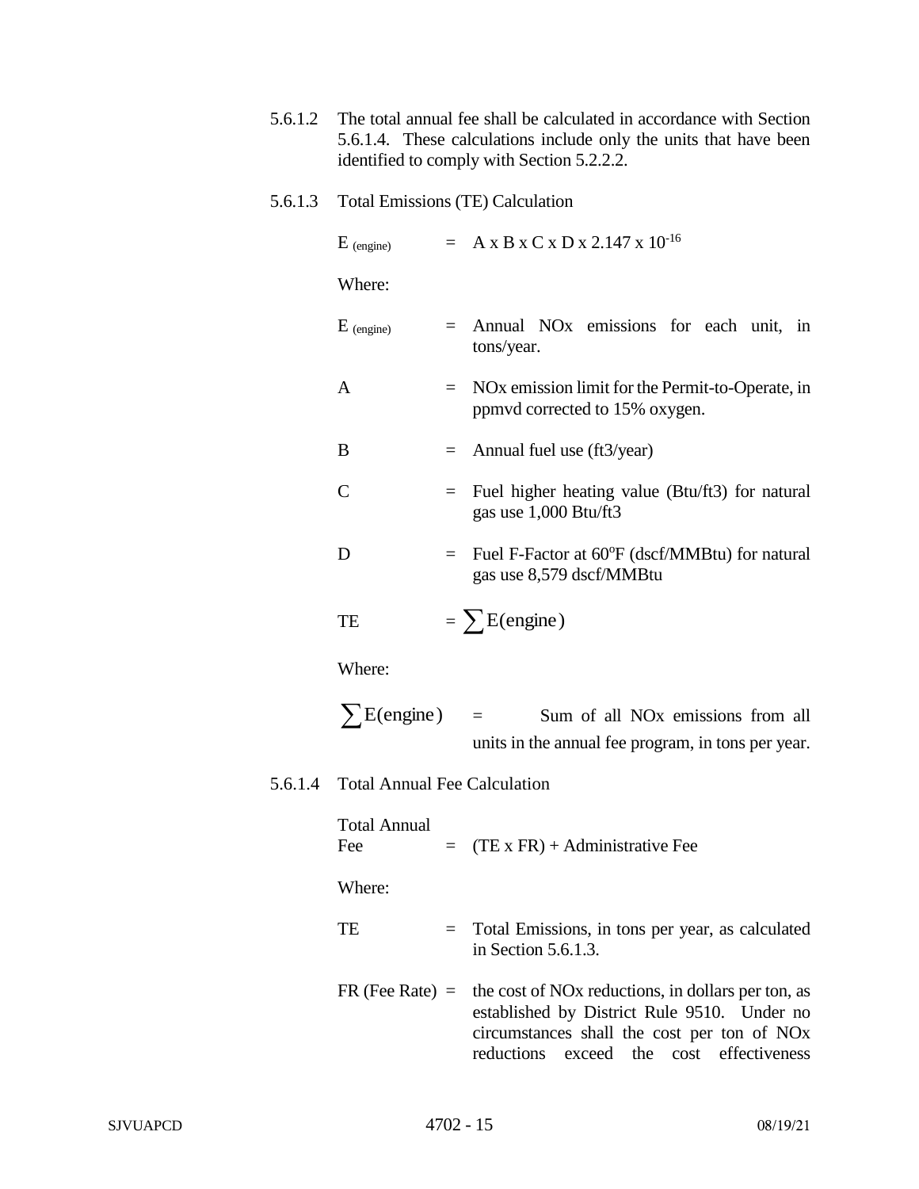5.6.1.2 The total annual fee shall be calculated in accordance with Section 5.6.1.4. These calculations include only the units that have been identified to comply with Section 5.2.2.2.

5.6.1.3 Total Emissions (TE) Calculation

$E_{(engine)} = A \times B \times C \times D \times 2.147 \times 10^{-16}$

Where:

$E_{(engine)}$ = Annual NOx emissions for each unit, in tons/year.

A = NOx emission limit for the Permit-to-Operate, in ppmvd corrected to 15% oxygen.

B = Annual fuel use (ft3/year)

C = Fuel higher heating value (Btu/ft3) for natural gas use 1,000 Btu/ft3

D = Fuel F-Factor at 60°F (dscf/MMBtu) for natural gas use 8,579 dscf/MMBtu

$TE = \sum E(engine)$

Where:

$\sum E(engine)$ = Sum of all NOx emissions from all units in the annual fee program, in tons per year.

5.6.1.4 Total Annual Fee Calculation

Total Annual Fee = (TE x FR) + Administrative Fee

Where:

TE = Total Emissions, in tons per year, as calculated in Section 5.6.1.3.

FR (Fee Rate) = the cost of NOx reductions, in dollars per ton, as established by District Rule 9510. Under no circumstances shall the cost per ton of NOx reductions exceed the cost effectiveness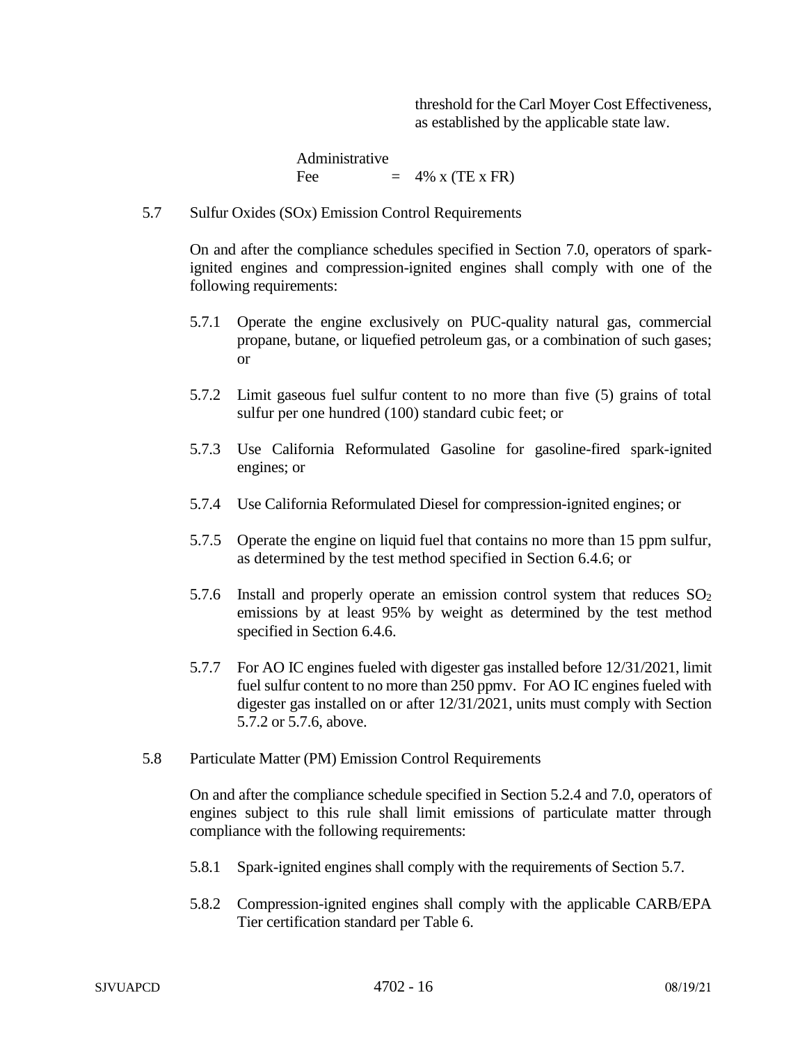threshold for the Carl Moyer Cost Effectiveness, as established by the applicable state law.

Administrative Fee = 4% x (TE x FR)

5.7 Sulfur Oxides (SOx) Emission Control Requirements

On and after the compliance schedules specified in Section 7.0, operators of spark-ignited engines and compression-ignited engines shall comply with one of the following requirements:

5.7.1 Operate the engine exclusively on PUC-quality natural gas, commercial propane, butane, or liquefied petroleum gas, or a combination of such gases; or

5.7.2 Limit gaseous fuel sulfur content to no more than five (5) grains of total sulfur per one hundred (100) standard cubic feet; or

5.7.3 Use California Reformulated Gasoline for gasoline-fired spark-ignited engines; or

5.7.4 Use California Reformulated Diesel for compression-ignited engines; or

5.7.5 Operate the engine on liquid fuel that contains no more than 15 ppm sulfur, as determined by the test method specified in Section 6.4.6; or

5.7.6 Install and properly operate an emission control system that reduces $SO_2$ emissions by at least 95% by weight as determined by the test method specified in Section 6.4.6.

5.7.7 For AO IC engines fueled with digester gas installed before 12/31/2021, limit fuel sulfur content to no more than 250 ppmv. For AO IC engines fueled with digester gas installed on or after 12/31/2021, units must comply with Section 5.7.2 or 5.7.6, above.

5.8 Particulate Matter (PM) Emission Control Requirements

On and after the compliance schedule specified in Section 5.2.4 and 7.0, operators of engines subject to this rule shall limit emissions of particulate matter through compliance with the following requirements:

5.8.1 Spark-ignited engines shall comply with the requirements of Section 5.7.

5.8.2 Compression-ignited engines shall comply with the applicable CARB/EPA Tier certification standard per Table 6.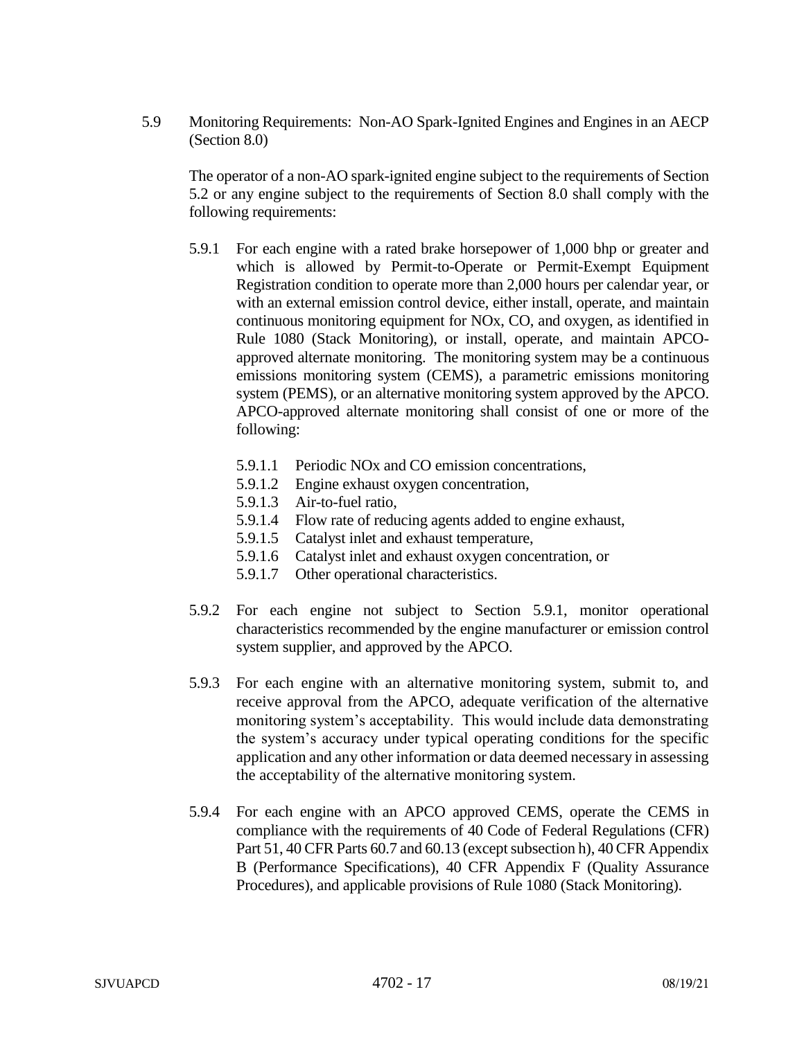5.9 Monitoring Requirements: Non-AO Spark-Ignited Engines and Engines in an AECP (Section 8.0)

The operator of a non-AO spark-ignited engine subject to the requirements of Section 5.2 or any engine subject to the requirements of Section 8.0 shall comply with the following requirements:

5.9.1 For each engine with a rated brake horsepower of 1,000 bhp or greater and which is allowed by Permit-to-Operate or Permit-Exempt Equipment Registration condition to operate more than 2,000 hours per calendar year, or with an external emission control device, either install, operate, and maintain continuous monitoring equipment for NOx, CO, and oxygen, as identified in Rule 1080 (Stack Monitoring), or install, operate, and maintain APCO-approved alternate monitoring. The monitoring system may be a continuous emissions monitoring system (CEMS), a parametric emissions monitoring system (PEMS), or an alternative monitoring system approved by the APCO. APCO-approved alternate monitoring shall consist of one or more of the following:

5.9.1.1 Periodic NOx and CO emission concentrations,
5.9.1.2 Engine exhaust oxygen concentration,
5.9.1.3 Air-to-fuel ratio,
5.9.1.4 Flow rate of reducing agents added to engine exhaust,
5.9.1.5 Catalyst inlet and exhaust temperature,
5.9.1.6 Catalyst inlet and exhaust oxygen concentration, or
5.9.1.7 Other operational characteristics.

5.9.2 For each engine not subject to Section 5.9.1, monitor operational characteristics recommended by the engine manufacturer or emission control system supplier, and approved by the APCO.

5.9.3 For each engine with an alternative monitoring system, submit to, and receive approval from the APCO, adequate verification of the alternative monitoring system's acceptability. This would include data demonstrating the system's accuracy under typical operating conditions for the specific application and any other information or data deemed necessary in assessing the acceptability of the alternative monitoring system.

5.9.4 For each engine with an APCO approved CEMS, operate the CEMS in compliance with the requirements of 40 Code of Federal Regulations (CFR) Part 51, 40 CFR Parts 60.7 and 60.13 (except subsection h), 40 CFR Appendix B (Performance Specifications), 40 CFR Appendix F (Quality Assurance Procedures), and applicable provisions of Rule 1080 (Stack Monitoring).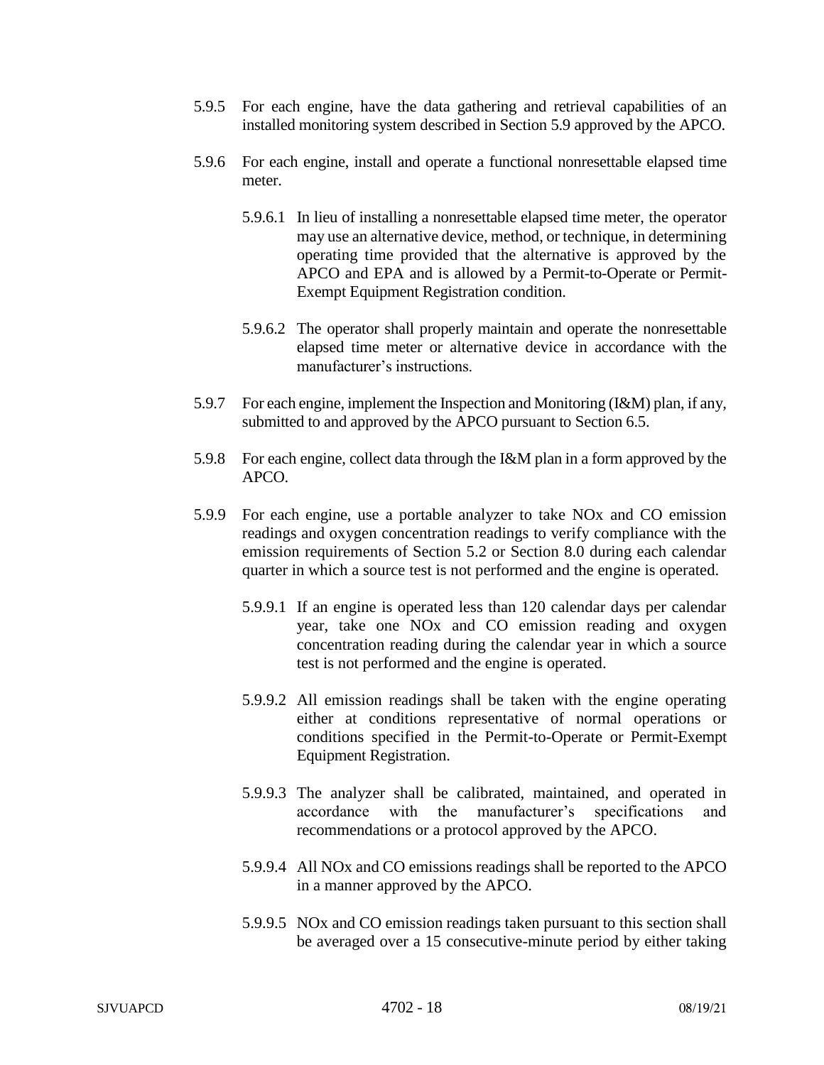5.9.5 For each engine, have the data gathering and retrieval capabilities of an installed monitoring system described in Section 5.9 approved by the APCO.

5.9.6 For each engine, install and operate a functional nonresettable elapsed time meter.

5.9.6.1 In lieu of installing a nonresettable elapsed time meter, the operator may use an alternative device, method, or technique, in determining operating time provided that the alternative is approved by the APCO and EPA and is allowed by a Permit-to-Operate or Permit-Exempt Equipment Registration condition.

5.9.6.2 The operator shall properly maintain and operate the nonresettable elapsed time meter or alternative device in accordance with the manufacturer's instructions.

5.9.7 For each engine, implement the Inspection and Monitoring (I&M) plan, if any, submitted to and approved by the APCO pursuant to Section 6.5.

5.9.8 For each engine, collect data through the I&M plan in a form approved by the APCO.

5.9.9 For each engine, use a portable analyzer to take NOx and CO emission readings and oxygen concentration readings to verify compliance with the emission requirements of Section 5.2 or Section 8.0 during each calendar quarter in which a source test is not performed and the engine is operated.

5.9.9.1 If an engine is operated less than 120 calendar days per calendar year, take one NOx and CO emission reading and oxygen concentration reading during the calendar year in which a source test is not performed and the engine is operated.

5.9.9.2 All emission readings shall be taken with the engine operating either at conditions representative of normal operations or conditions specified in the Permit-to-Operate or Permit-Exempt Equipment Registration.

5.9.9.3 The analyzer shall be calibrated, maintained, and operated in accordance with the manufacturer's specifications and recommendations or a protocol approved by the APCO.

5.9.9.4 All NOx and CO emissions readings shall be reported to the APCO in a manner approved by the APCO.

5.9.9.5 NOx and CO emission readings taken pursuant to this section shall be averaged over a 15 consecutive-minute period by either taking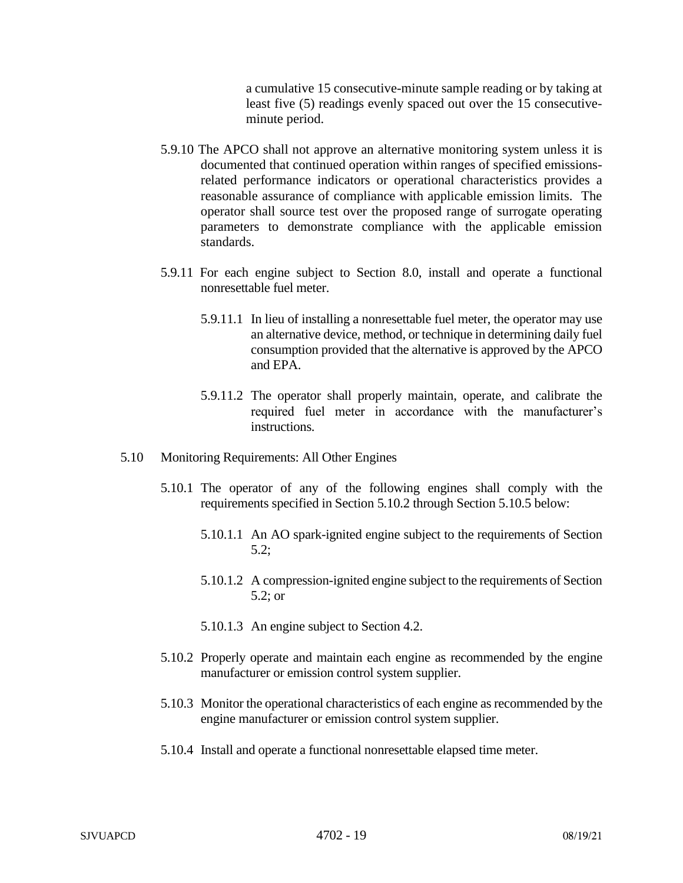a cumulative 15 consecutive-minute sample reading or by taking at least five (5) readings evenly spaced out over the 15 consecutive-minute period.

5.9.10 The APCO shall not approve an alternative monitoring system unless it is documented that continued operation within ranges of specified emissions-related performance indicators or operational characteristics provides a reasonable assurance of compliance with applicable emission limits. The operator shall source test over the proposed range of surrogate operating parameters to demonstrate compliance with the applicable emission standards.

5.9.11 For each engine subject to Section 8.0, install and operate a functional nonresettable fuel meter.

5.9.11.1 In lieu of installing a nonresettable fuel meter, the operator may use an alternative device, method, or technique in determining daily fuel consumption provided that the alternative is approved by the APCO and EPA.

5.9.11.2 The operator shall properly maintain, operate, and calibrate the required fuel meter in accordance with the manufacturer's instructions.

5.10 Monitoring Requirements: All Other Engines

5.10.1 The operator of any of the following engines shall comply with the requirements specified in Section 5.10.2 through Section 5.10.5 below:

5.10.1.1 An AO spark-ignited engine subject to the requirements of Section 5.2;

5.10.1.2 A compression-ignited engine subject to the requirements of Section 5.2; or

5.10.1.3 An engine subject to Section 4.2.

5.10.2 Properly operate and maintain each engine as recommended by the engine manufacturer or emission control system supplier.

5.10.3 Monitor the operational characteristics of each engine as recommended by the engine manufacturer or emission control system supplier.

5.10.4 Install and operate a functional nonresettable elapsed time meter.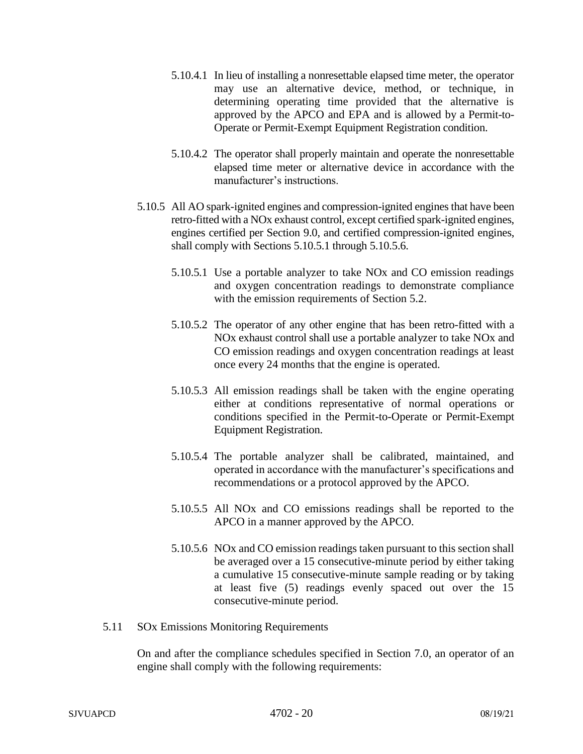5.10.4.1 In lieu of installing a nonresettable elapsed time meter, the operator may use an alternative device, method, or technique, in determining operating time provided that the alternative is approved by the APCO and EPA and is allowed by a Permit-to-Operate or Permit-Exempt Equipment Registration condition.

5.10.4.2 The operator shall properly maintain and operate the nonresettable elapsed time meter or alternative device in accordance with the manufacturer's instructions.

5.10.5 All AO spark-ignited engines and compression-ignited engines that have been retro-fitted with a NOx exhaust control, except certified spark-ignited engines, engines certified per Section 9.0, and certified compression-ignited engines, shall comply with Sections 5.10.5.1 through 5.10.5.6.

5.10.5.1 Use a portable analyzer to take NOx and CO emission readings and oxygen concentration readings to demonstrate compliance with the emission requirements of Section 5.2.

5.10.5.2 The operator of any other engine that has been retro-fitted with a NOx exhaust control shall use a portable analyzer to take NOx and CO emission readings and oxygen concentration readings at least once every 24 months that the engine is operated.

5.10.5.3 All emission readings shall be taken with the engine operating either at conditions representative of normal operations or conditions specified in the Permit-to-Operate or Permit-Exempt Equipment Registration.

5.10.5.4 The portable analyzer shall be calibrated, maintained, and operated in accordance with the manufacturer's specifications and recommendations or a protocol approved by the APCO.

5.10.5.5 All NOx and CO emissions readings shall be reported to the APCO in a manner approved by the APCO.

5.10.5.6 NOx and CO emission readings taken pursuant to this section shall be averaged over a 15 consecutive-minute period by either taking a cumulative 15 consecutive-minute sample reading or by taking at least five (5) readings evenly spaced out over the 15 consecutive-minute period.

5.11 SOx Emissions Monitoring Requirements

On and after the compliance schedules specified in Section 7.0, an operator of an engine shall comply with the following requirements: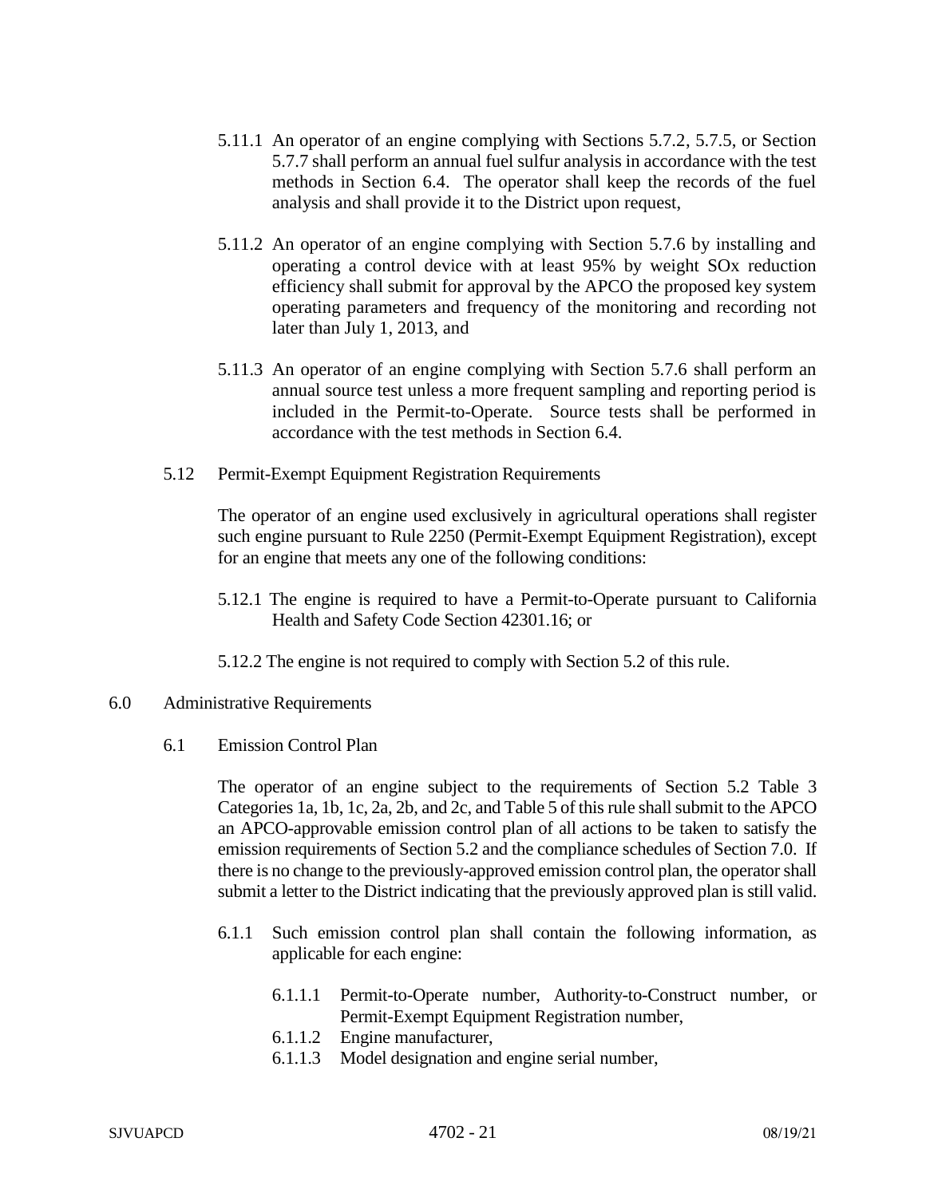5.11.1 An operator of an engine complying with Sections 5.7.2, 5.7.5, or Section 5.7.7 shall perform an annual fuel sulfur analysis in accordance with the test methods in Section 6.4. The operator shall keep the records of the fuel analysis and shall provide it to the District upon request,

5.11.2 An operator of an engine complying with Section 5.7.6 by installing and operating a control device with at least 95% by weight SOx reduction efficiency shall submit for approval by the APCO the proposed key system operating parameters and frequency of the monitoring and recording not later than July 1, 2013, and

5.11.3 An operator of an engine complying with Section 5.7.6 shall perform an annual source test unless a more frequent sampling and reporting period is included in the Permit-to-Operate. Source tests shall be performed in accordance with the test methods in Section 6.4.

5.12 Permit-Exempt Equipment Registration Requirements

The operator of an engine used exclusively in agricultural operations shall register such engine pursuant to Rule 2250 (Permit-Exempt Equipment Registration), except for an engine that meets any one of the following conditions:

5.12.1 The engine is required to have a Permit-to-Operate pursuant to California Health and Safety Code Section 42301.16; or

5.12.2 The engine is not required to comply with Section 5.2 of this rule.

6.0 Administrative Requirements

6.1 Emission Control Plan

The operator of an engine subject to the requirements of Section 5.2 Table 3 Categories 1a, 1b, 1c, 2a, 2b, and 2c, and Table 5 of this rule shall submit to the APCO an APCO-approvable emission control plan of all actions to be taken to satisfy the emission requirements of Section 5.2 and the compliance schedules of Section 7.0. If there is no change to the previously-approved emission control plan, the operator shall submit a letter to the District indicating that the previously approved plan is still valid.

6.1.1 Such emission control plan shall contain the following information, as applicable for each engine:

6.1.1.1 Permit-to-Operate number, Authority-to-Construct number, or Permit-Exempt Equipment Registration number,

6.1.1.2 Engine manufacturer,

6.1.1.3 Model designation and engine serial number,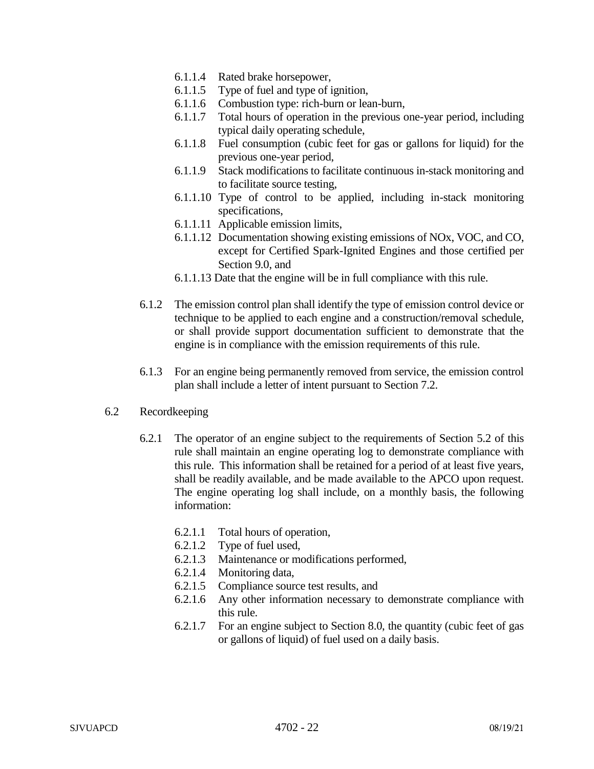6.1.1.4 Rated brake horsepower,

6.1.1.5 Type of fuel and type of ignition,

6.1.1.6 Combustion type: rich-burn or lean-burn,

6.1.1.7 Total hours of operation in the previous one-year period, including typical daily operating schedule,

6.1.1.8 Fuel consumption (cubic feet for gas or gallons for liquid) for the previous one-year period,

6.1.1.9 Stack modifications to facilitate continuous in-stack monitoring and to facilitate source testing,

6.1.1.10 Type of control to be applied, including in-stack monitoring specifications,

6.1.1.11 Applicable emission limits,

6.1.1.12 Documentation showing existing emissions of NOx, VOC, and CO, except for Certified Spark-Ignited Engines and those certified per Section 9.0, and

6.1.1.13 Date that the engine will be in full compliance with this rule.

6.1.2 The emission control plan shall identify the type of emission control device or technique to be applied to each engine and a construction/removal schedule, or shall provide support documentation sufficient to demonstrate that the engine is in compliance with the emission requirements of this rule.

6.1.3 For an engine being permanently removed from service, the emission control plan shall include a letter of intent pursuant to Section 7.2.

6.2 Recordkeeping

6.2.1 The operator of an engine subject to the requirements of Section 5.2 of this rule shall maintain an engine operating log to demonstrate compliance with this rule. This information shall be retained for a period of at least five years, shall be readily available, and be made available to the APCO upon request. The engine operating log shall include, on a monthly basis, the following information:

6.2.1.1 Total hours of operation,

6.2.1.2 Type of fuel used,

6.2.1.3 Maintenance or modifications performed,

6.2.1.4 Monitoring data,

6.2.1.5 Compliance source test results, and

6.2.1.6 Any other information necessary to demonstrate compliance with this rule.

6.2.1.7 For an engine subject to Section 8.0, the quantity (cubic feet of gas or gallons of liquid) of fuel used on a daily basis.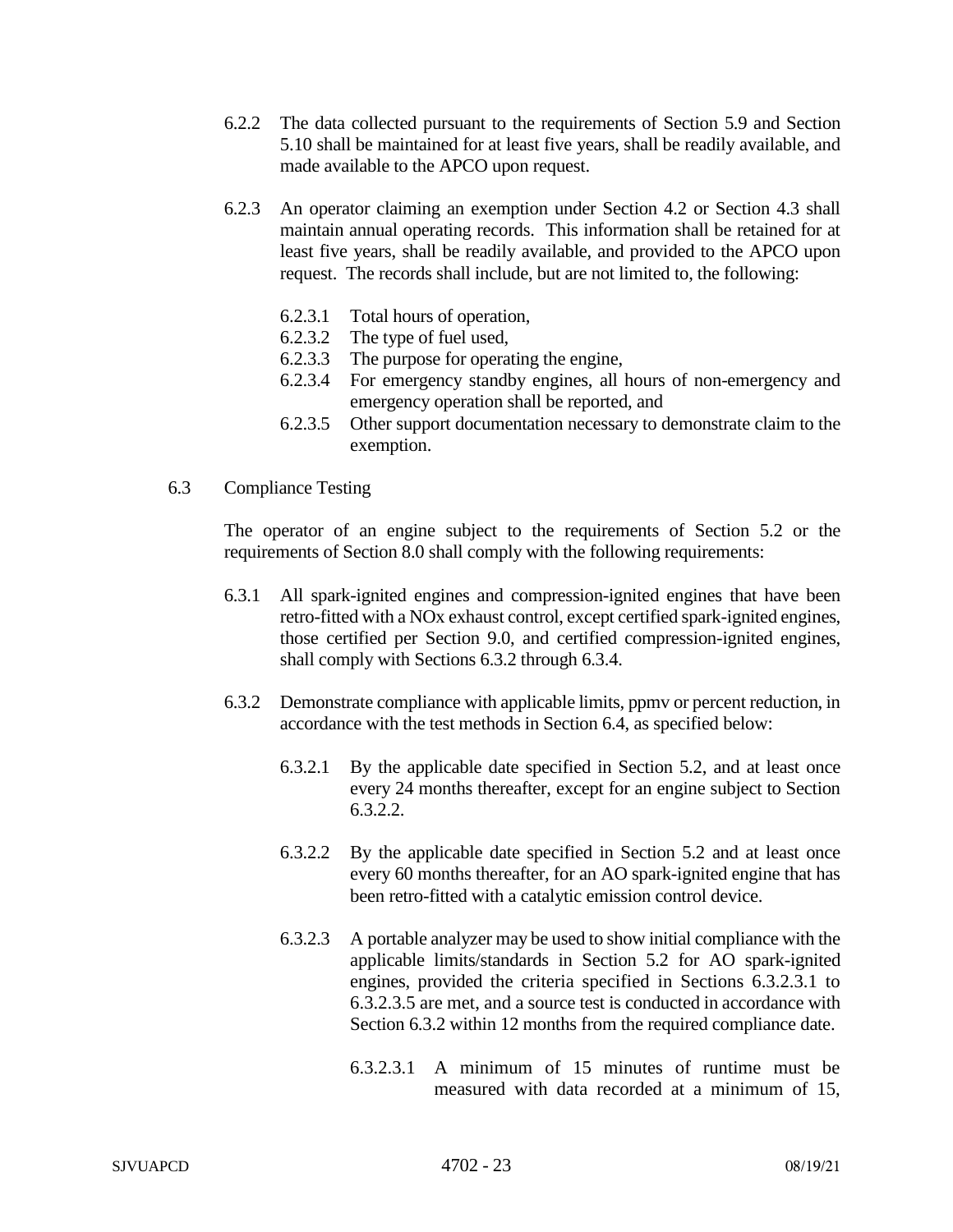6.2.2 The data collected pursuant to the requirements of Section 5.9 and Section 5.10 shall be maintained for at least five years, shall be readily available, and made available to the APCO upon request.

6.2.3 An operator claiming an exemption under Section 4.2 or Section 4.3 shall maintain annual operating records. This information shall be retained for at least five years, shall be readily available, and provided to the APCO upon request. The records shall include, but are not limited to, the following:

6.2.3.1 Total hours of operation,

6.2.3.2 The type of fuel used,

6.2.3.3 The purpose for operating the engine,

6.2.3.4 For emergency standby engines, all hours of non-emergency and emergency operation shall be reported, and

6.2.3.5 Other support documentation necessary to demonstrate claim to the exemption.

6.3 Compliance Testing

The operator of an engine subject to the requirements of Section 5.2 or the requirements of Section 8.0 shall comply with the following requirements:

6.3.1 All spark-ignited engines and compression-ignited engines that have been retro-fitted with a NOx exhaust control, except certified spark-ignited engines, those certified per Section 9.0, and certified compression-ignited engines, shall comply with Sections 6.3.2 through 6.3.4.

6.3.2 Demonstrate compliance with applicable limits, ppmv or percent reduction, in accordance with the test methods in Section 6.4, as specified below:

6.3.2.1 By the applicable date specified in Section 5.2, and at least once every 24 months thereafter, except for an engine subject to Section 6.3.2.2.

6.3.2.2 By the applicable date specified in Section 5.2 and at least once every 60 months thereafter, for an AO spark-ignited engine that has been retro-fitted with a catalytic emission control device.

6.3.2.3 A portable analyzer may be used to show initial compliance with the applicable limits/standards in Section 5.2 for AO spark-ignited engines, provided the criteria specified in Sections 6.3.2.3.1 to 6.3.2.3.5 are met, and a source test is conducted in accordance with Section 6.3.2 within 12 months from the required compliance date.

6.3.2.3.1 A minimum of 15 minutes of runtime must be measured with data recorded at a minimum of 15,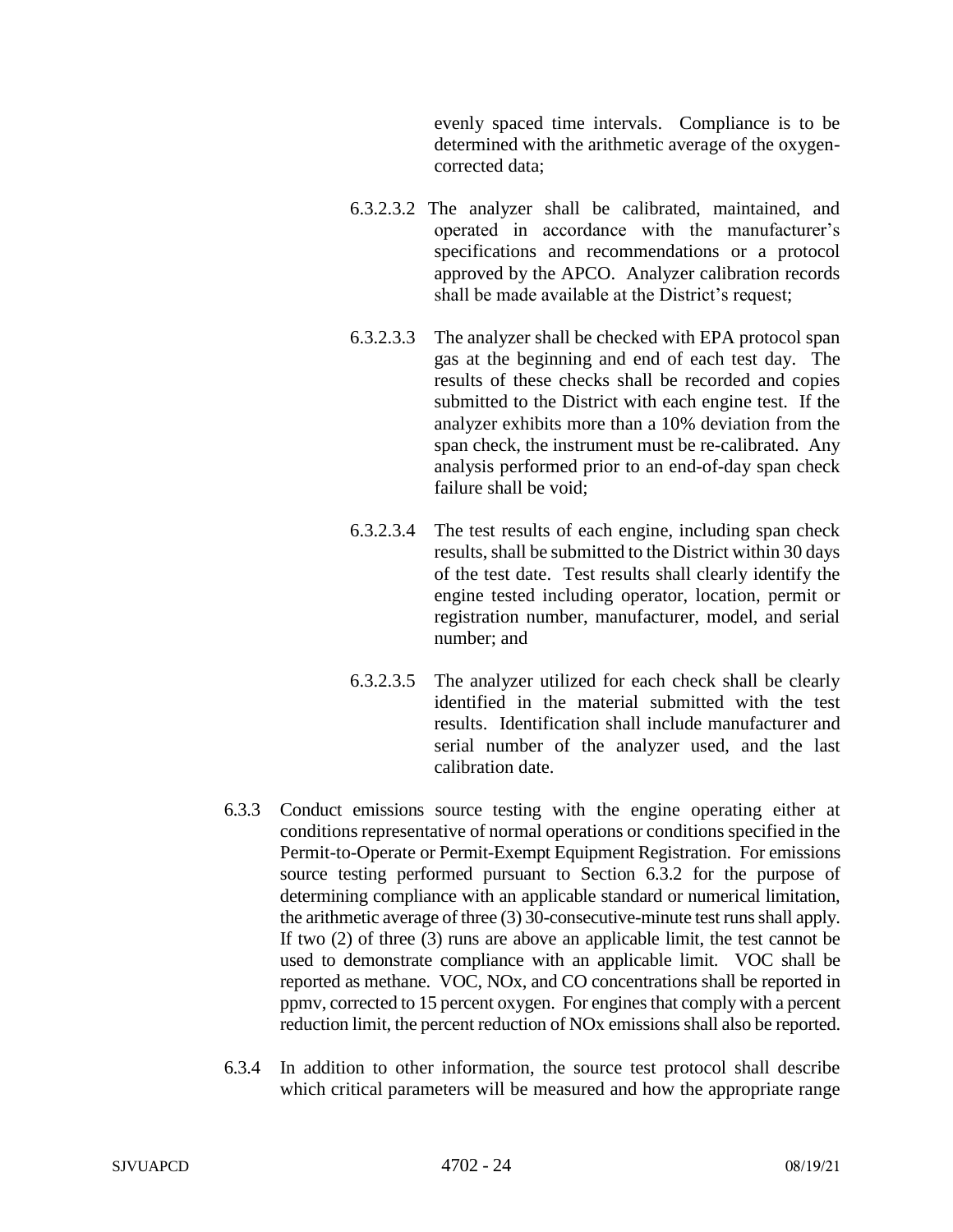evenly spaced time intervals. Compliance is to be determined with the arithmetic average of the oxygen-corrected data;

6.3.2.3.2 The analyzer shall be calibrated, maintained, and operated in accordance with the manufacturer's specifications and recommendations or a protocol approved by the APCO. Analyzer calibration records shall be made available at the District's request;

6.3.2.3.3 The analyzer shall be checked with EPA protocol span gas at the beginning and end of each test day. The results of these checks shall be recorded and copies submitted to the District with each engine test. If the analyzer exhibits more than a 10% deviation from the span check, the instrument must be re-calibrated. Any analysis performed prior to an end-of-day span check failure shall be void;

6.3.2.3.4 The test results of each engine, including span check results, shall be submitted to the District within 30 days of the test date. Test results shall clearly identify the engine tested including operator, location, permit or registration number, manufacturer, model, and serial number; and

6.3.2.3.5 The analyzer utilized for each check shall be clearly identified in the material submitted with the test results. Identification shall include manufacturer and serial number of the analyzer used, and the last calibration date.

6.3.3 Conduct emissions source testing with the engine operating either at conditions representative of normal operations or conditions specified in the Permit-to-Operate or Permit-Exempt Equipment Registration. For emissions source testing performed pursuant to Section 6.3.2 for the purpose of determining compliance with an applicable standard or numerical limitation, the arithmetic average of three (3) 30-consecutive-minute test runs shall apply. If two (2) of three (3) runs are above an applicable limit, the test cannot be used to demonstrate compliance with an applicable limit. VOC shall be reported as methane. VOC, NOx, and CO concentrations shall be reported in ppmv, corrected to 15 percent oxygen. For engines that comply with a percent reduction limit, the percent reduction of NOx emissions shall also be reported.

6.3.4 In addition to other information, the source test protocol shall describe which critical parameters will be measured and how the appropriate range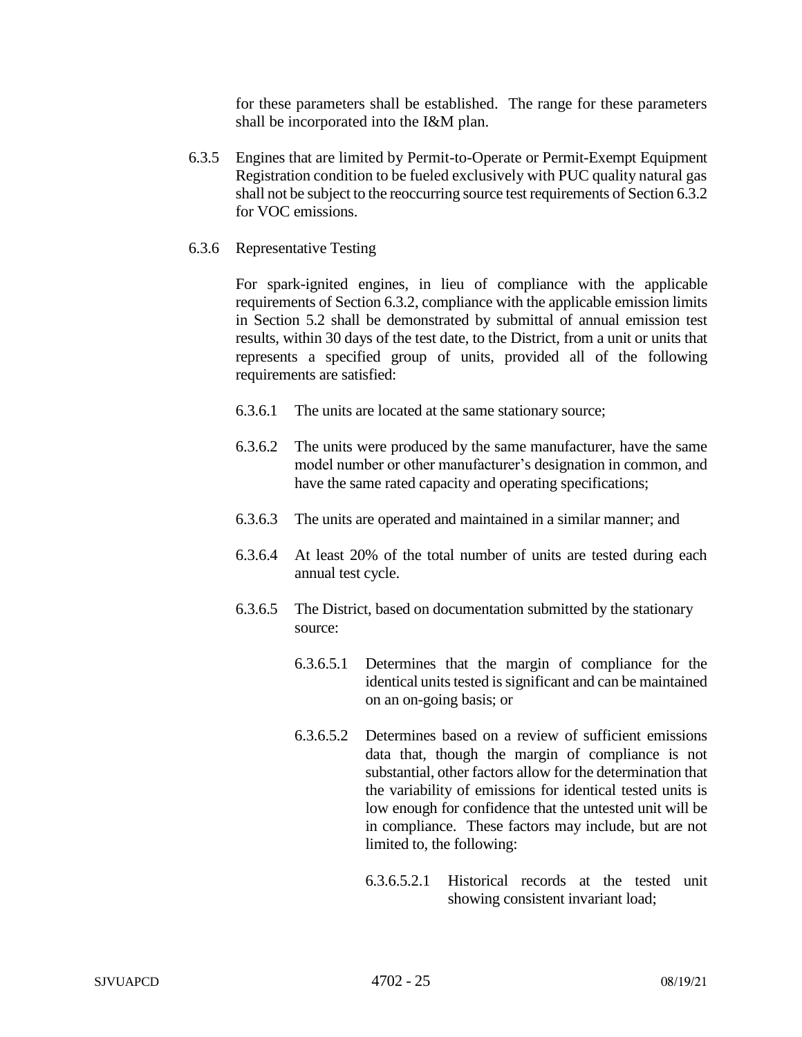for these parameters shall be established. The range for these parameters shall be incorporated into the I&M plan.

6.3.5 Engines that are limited by Permit-to-Operate or Permit-Exempt Equipment Registration condition to be fueled exclusively with PUC quality natural gas shall not be subject to the reoccurring source test requirements of Section 6.3.2 for VOC emissions.

6.3.6 Representative Testing

For spark-ignited engines, in lieu of compliance with the applicable requirements of Section 6.3.2, compliance with the applicable emission limits in Section 5.2 shall be demonstrated by submittal of annual emission test results, within 30 days of the test date, to the District, from a unit or units that represents a specified group of units, provided all of the following requirements are satisfied:

6.3.6.1 The units are located at the same stationary source;

6.3.6.2 The units were produced by the same manufacturer, have the same model number or other manufacturer's designation in common, and have the same rated capacity and operating specifications;

6.3.6.3 The units are operated and maintained in a similar manner; and

6.3.6.4 At least 20% of the total number of units are tested during each annual test cycle.

6.3.6.5 The District, based on documentation submitted by the stationary source:

6.3.6.5.1 Determines that the margin of compliance for the identical units tested is significant and can be maintained on an on-going basis; or

6.3.6.5.2 Determines based on a review of sufficient emissions data that, though the margin of compliance is not substantial, other factors allow for the determination that the variability of emissions for identical tested units is low enough for confidence that the untested unit will be in compliance. These factors may include, but are not limited to, the following:

6.3.6.5.2.1 Historical records at the tested unit showing consistent invariant load;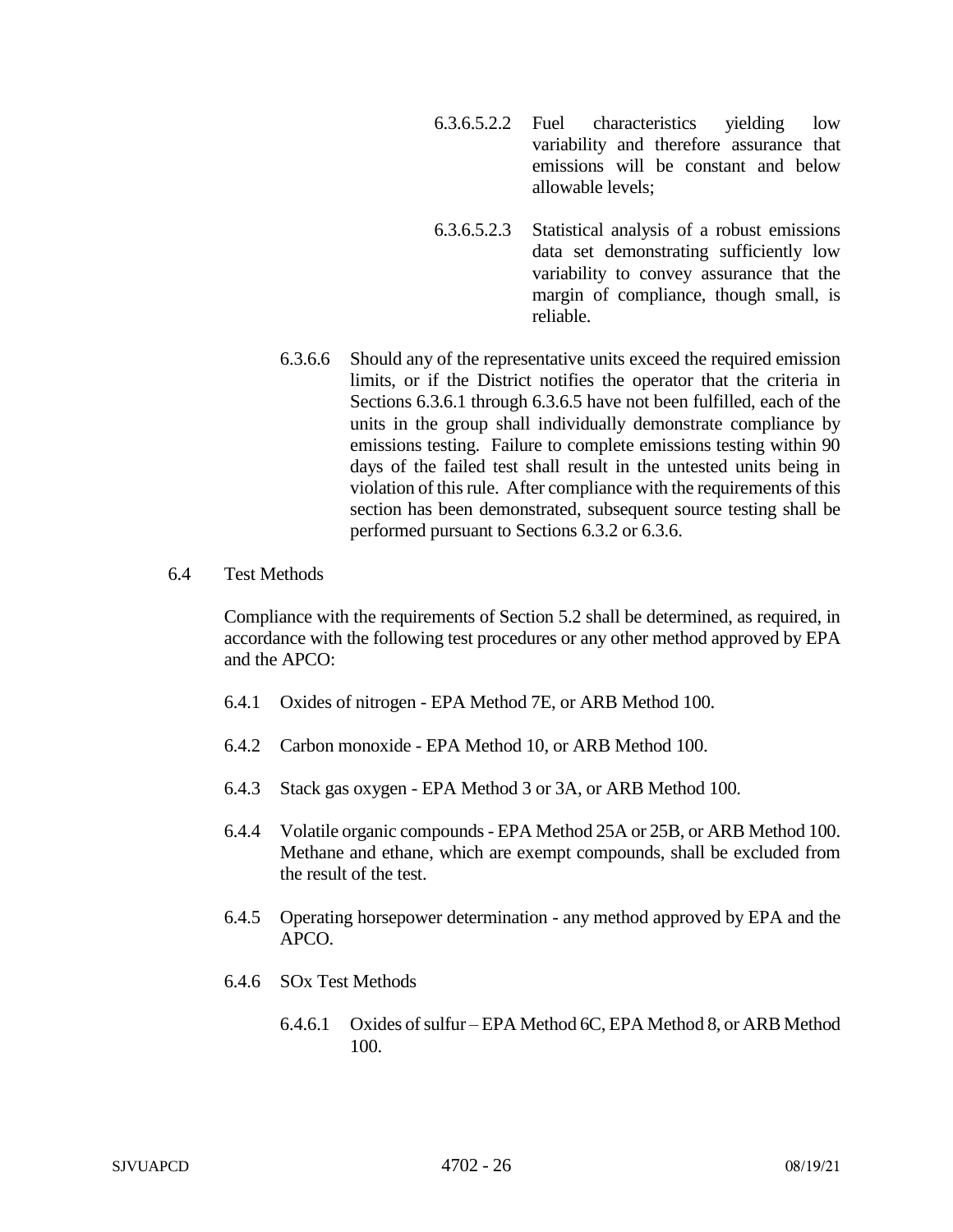6.3.6.5.2.2 Fuel characteristics yielding low variability and therefore assurance that emissions will be constant and below allowable levels;

6.3.6.5.2.3 Statistical analysis of a robust emissions data set demonstrating sufficiently low variability to convey assurance that the margin of compliance, though small, is reliable.

6.3.6.6 Should any of the representative units exceed the required emission limits, or if the District notifies the operator that the criteria in Sections 6.3.6.1 through 6.3.6.5 have not been fulfilled, each of the units in the group shall individually demonstrate compliance by emissions testing. Failure to complete emissions testing within 90 days of the failed test shall result in the untested units being in violation of this rule. After compliance with the requirements of this section has been demonstrated, subsequent source testing shall be performed pursuant to Sections 6.3.2 or 6.3.6.

6.4 Test Methods

Compliance with the requirements of Section 5.2 shall be determined, as required, in accordance with the following test procedures or any other method approved by EPA and the APCO:

6.4.1 Oxides of nitrogen - EPA Method 7E, or ARB Method 100.

6.4.2 Carbon monoxide - EPA Method 10, or ARB Method 100.

6.4.3 Stack gas oxygen - EPA Method 3 or 3A, or ARB Method 100.

6.4.4 Volatile organic compounds - EPA Method 25A or 25B, or ARB Method 100. Methane and ethane, which are exempt compounds, shall be excluded from the result of the test.

6.4.5 Operating horsepower determination - any method approved by EPA and the APCO.

6.4.6 SOx Test Methods

6.4.6.1 Oxides of sulfur – EPA Method 6C, EPA Method 8, or ARB Method 100.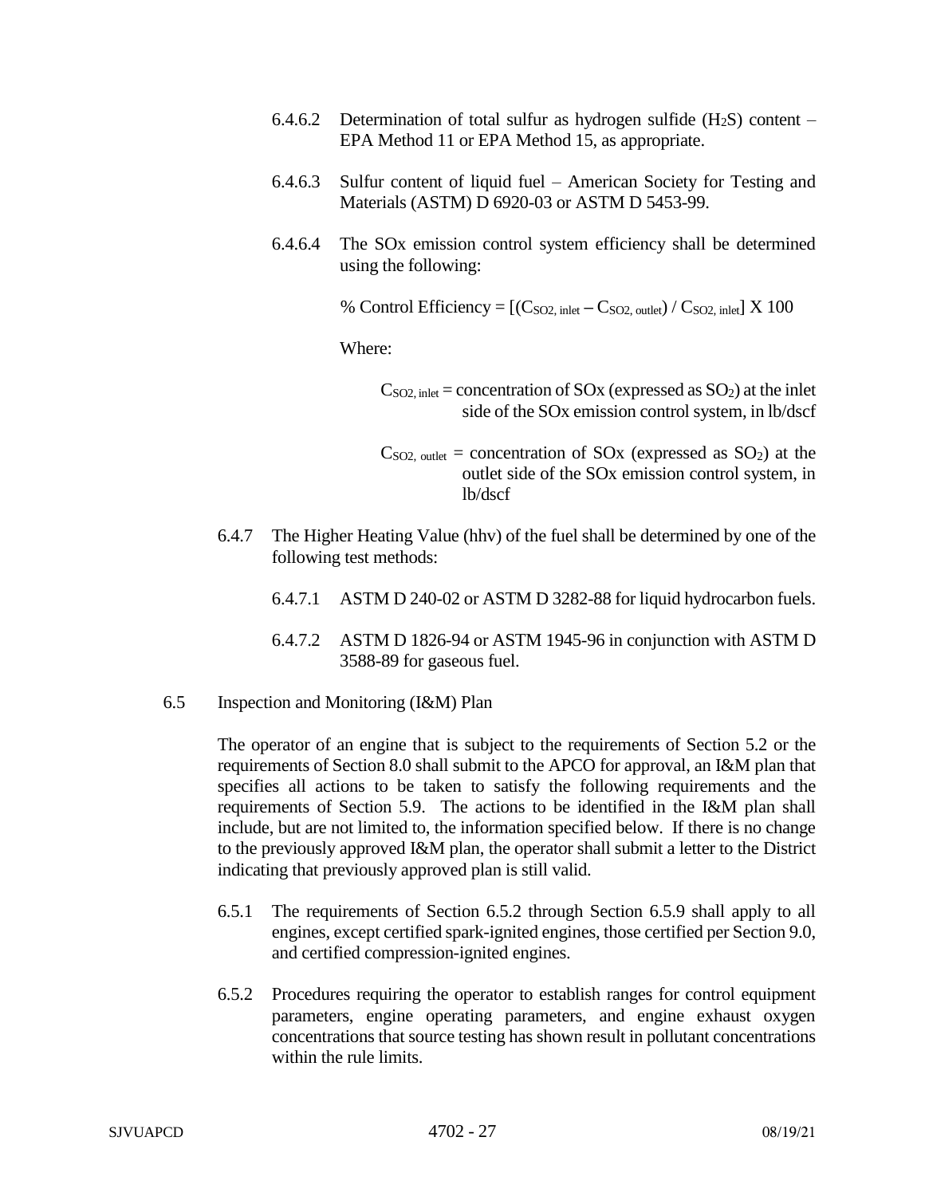6.4.6.2 Determination of total sulfur as hydrogen sulfide ($H_2S$) content – EPA Method 11 or EPA Method 15, as appropriate.

6.4.6.3 Sulfur content of liquid fuel – American Society for Testing and Materials (ASTM) D 6920-03 or ASTM D 5453-99.

6.4.6.4 The SOx emission control system efficiency shall be determined using the following:

$$\% \text{ Control Efficiency} = [(C_{SO2,\,inlet} - C_{SO2,\,outlet}) / C_{SO2,\,inlet}] \text{ X } 100$$

Where:

$C_{SO2,\,inlet}$ = concentration of SOx (expressed as $SO_2$) at the inlet side of the SOx emission control system, in lb/dscf

$C_{SO2,\,outlet}$ = concentration of SOx (expressed as $SO_2$) at the outlet side of the SOx emission control system, in lb/dscf

6.4.7 The Higher Heating Value (hhv) of the fuel shall be determined by one of the following test methods:

6.4.7.1 ASTM D 240-02 or ASTM D 3282-88 for liquid hydrocarbon fuels.

6.4.7.2 ASTM D 1826-94 or ASTM 1945-96 in conjunction with ASTM D 3588-89 for gaseous fuel.

6.5 Inspection and Monitoring (I&M) Plan

The operator of an engine that is subject to the requirements of Section 5.2 or the requirements of Section 8.0 shall submit to the APCO for approval, an I&M plan that specifies all actions to be taken to satisfy the following requirements and the requirements of Section 5.9. The actions to be identified in the I&M plan shall include, but are not limited to, the information specified below. If there is no change to the previously approved I&M plan, the operator shall submit a letter to the District indicating that previously approved plan is still valid.

6.5.1 The requirements of Section 6.5.2 through Section 6.5.9 shall apply to all engines, except certified spark-ignited engines, those certified per Section 9.0, and certified compression-ignited engines.

6.5.2 Procedures requiring the operator to establish ranges for control equipment parameters, engine operating parameters, and engine exhaust oxygen concentrations that source testing has shown result in pollutant concentrations within the rule limits.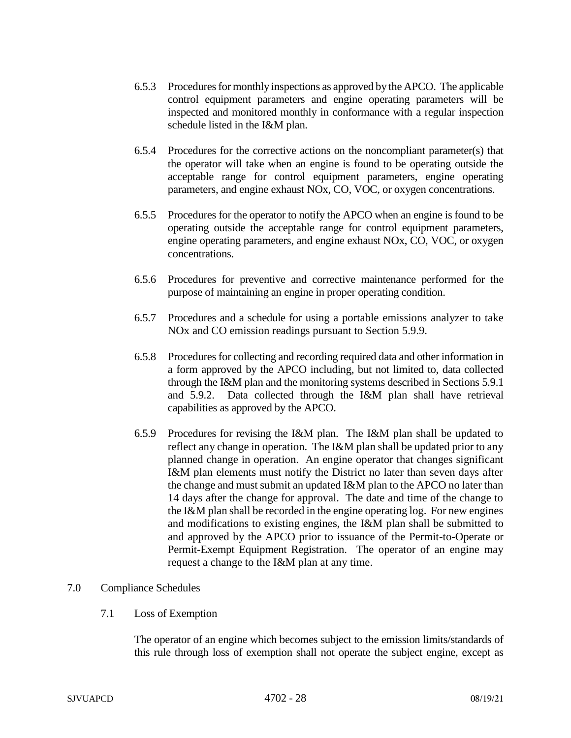6.5.3 Procedures for monthly inspections as approved by the APCO. The applicable control equipment parameters and engine operating parameters will be inspected and monitored monthly in conformance with a regular inspection schedule listed in the I&M plan.

6.5.4 Procedures for the corrective actions on the noncompliant parameter(s) that the operator will take when an engine is found to be operating outside the acceptable range for control equipment parameters, engine operating parameters, and engine exhaust NOx, CO, VOC, or oxygen concentrations.

6.5.5 Procedures for the operator to notify the APCO when an engine is found to be operating outside the acceptable range for control equipment parameters, engine operating parameters, and engine exhaust NOx, CO, VOC, or oxygen concentrations.

6.5.6 Procedures for preventive and corrective maintenance performed for the purpose of maintaining an engine in proper operating condition.

6.5.7 Procedures and a schedule for using a portable emissions analyzer to take NOx and CO emission readings pursuant to Section 5.9.9.

6.5.8 Procedures for collecting and recording required data and other information in a form approved by the APCO including, but not limited to, data collected through the I&M plan and the monitoring systems described in Sections 5.9.1 and 5.9.2. Data collected through the I&M plan shall have retrieval capabilities as approved by the APCO.

6.5.9 Procedures for revising the I&M plan. The I&M plan shall be updated to reflect any change in operation. The I&M plan shall be updated prior to any planned change in operation. An engine operator that changes significant I&M plan elements must notify the District no later than seven days after the change and must submit an updated I&M plan to the APCO no later than 14 days after the change for approval. The date and time of the change to the I&M plan shall be recorded in the engine operating log. For new engines and modifications to existing engines, the I&M plan shall be submitted to and approved by the APCO prior to issuance of the Permit-to-Operate or Permit-Exempt Equipment Registration. The operator of an engine may request a change to the I&M plan at any time.

## 7.0 Compliance Schedules

### 7.1 Loss of Exemption

The operator of an engine which becomes subject to the emission limits/standards of this rule through loss of exemption shall not operate the subject engine, except as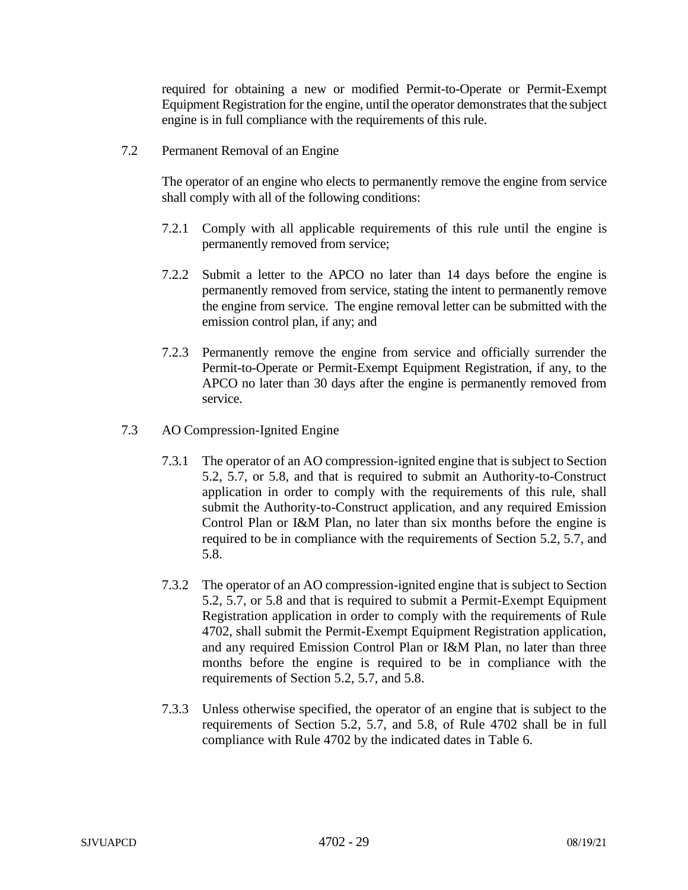required for obtaining a new or modified Permit-to-Operate or Permit-Exempt Equipment Registration for the engine, until the operator demonstrates that the subject engine is in full compliance with the requirements of this rule.

7.2 Permanent Removal of an Engine

The operator of an engine who elects to permanently remove the engine from service shall comply with all of the following conditions:

7.2.1 Comply with all applicable requirements of this rule until the engine is permanently removed from service;

7.2.2 Submit a letter to the APCO no later than 14 days before the engine is permanently removed from service, stating the intent to permanently remove the engine from service. The engine removal letter can be submitted with the emission control plan, if any; and

7.2.3 Permanently remove the engine from service and officially surrender the Permit-to-Operate or Permit-Exempt Equipment Registration, if any, to the APCO no later than 30 days after the engine is permanently removed from service.

7.3 AO Compression-Ignited Engine

7.3.1 The operator of an AO compression-ignited engine that is subject to Section 5.2, 5.7, or 5.8, and that is required to submit an Authority-to-Construct application in order to comply with the requirements of this rule, shall submit the Authority-to-Construct application, and any required Emission Control Plan or I&M Plan, no later than six months before the engine is required to be in compliance with the requirements of Section 5.2, 5.7, and 5.8.

7.3.2 The operator of an AO compression-ignited engine that is subject to Section 5.2, 5.7, or 5.8 and that is required to submit a Permit-Exempt Equipment Registration application in order to comply with the requirements of Rule 4702, shall submit the Permit-Exempt Equipment Registration application, and any required Emission Control Plan or I&M Plan, no later than three months before the engine is required to be in compliance with the requirements of Section 5.2, 5.7, and 5.8.

7.3.3 Unless otherwise specified, the operator of an engine that is subject to the requirements of Section 5.2, 5.7, and 5.8, of Rule 4702 shall be in full compliance with Rule 4702 by the indicated dates in Table 6.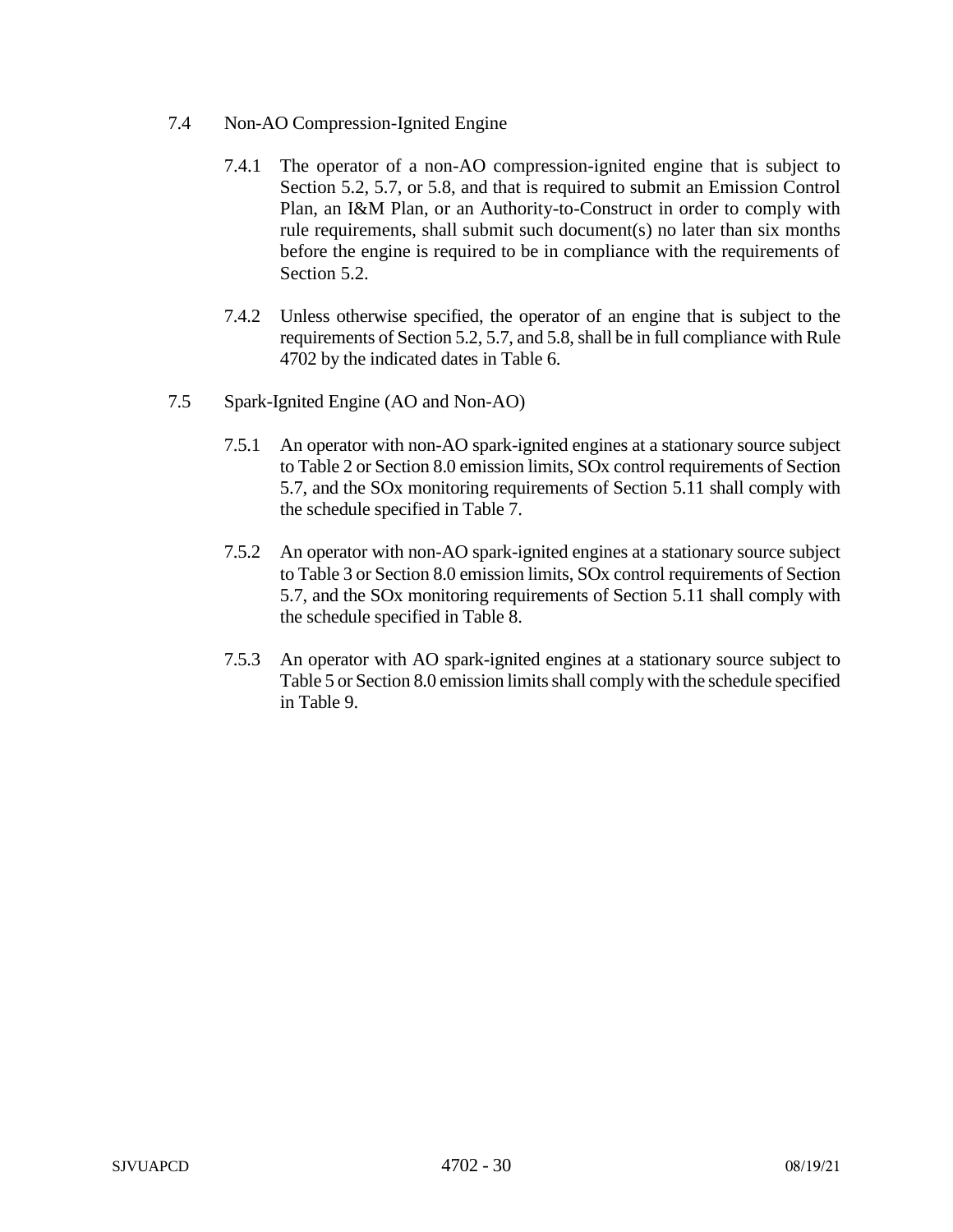7.4 Non-AO Compression-Ignited Engine

7.4.1 The operator of a non-AO compression-ignited engine that is subject to Section 5.2, 5.7, or 5.8, and that is required to submit an Emission Control Plan, an I&M Plan, or an Authority-to-Construct in order to comply with rule requirements, shall submit such document(s) no later than six months before the engine is required to be in compliance with the requirements of Section 5.2.

7.4.2 Unless otherwise specified, the operator of an engine that is subject to the requirements of Section 5.2, 5.7, and 5.8, shall be in full compliance with Rule 4702 by the indicated dates in Table 6.

7.5 Spark-Ignited Engine (AO and Non-AO)

7.5.1 An operator with non-AO spark-ignited engines at a stationary source subject to Table 2 or Section 8.0 emission limits, SOx control requirements of Section 5.7, and the SOx monitoring requirements of Section 5.11 shall comply with the schedule specified in Table 7.

7.5.2 An operator with non-AO spark-ignited engines at a stationary source subject to Table 3 or Section 8.0 emission limits, SOx control requirements of Section 5.7, and the SOx monitoring requirements of Section 5.11 shall comply with the schedule specified in Table 8.

7.5.3 An operator with AO spark-ignited engines at a stationary source subject to Table 5 or Section 8.0 emission limits shall comply with the schedule specified in Table 9.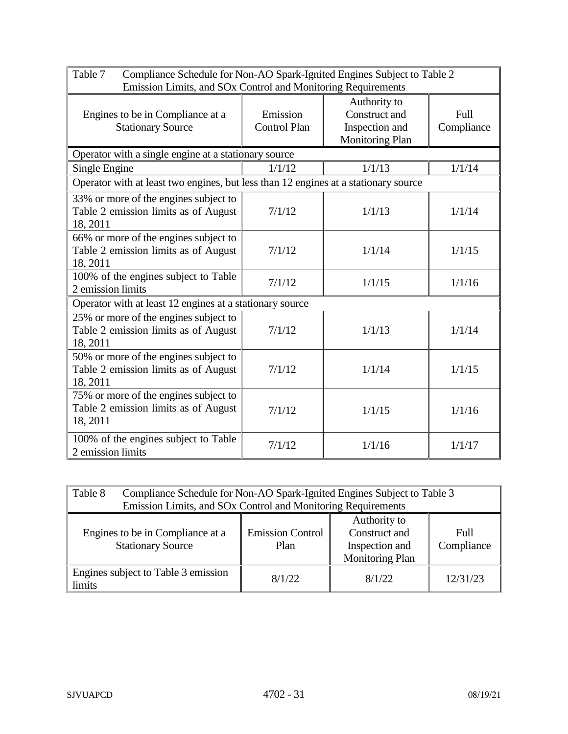| Table 7 Compliance Schedule for Non-AO Spark-Ignited Engines Subject to Table 2 Emission Limits, and SOx Control and Monitoring Requirements | | | |
|---|---|---|---|
| Engines to be in Compliance at a Stationary Source | Emission Control Plan | Authority to Construct and Inspection and Monitoring Plan | Full Compliance |
| Operator with a single engine at a stationary source | | | |
| Single Engine | 1/1/12 | 1/1/13 | 1/1/14 |
| Operator with at least two engines, but less than 12 engines at a stationary source | | | |
| 33% or more of the engines subject to Table 2 emission limits as of August 18, 2011 | 7/1/12 | 1/1/13 | 1/1/14 |
| 66% or more of the engines subject to Table 2 emission limits as of August 18, 2011 | 7/1/12 | 1/1/14 | 1/1/15 |
| 100% of the engines subject to Table 2 emission limits | 7/1/12 | 1/1/15 | 1/1/16 |
| Operator with at least 12 engines at a stationary source | | | |
| 25% or more of the engines subject to Table 2 emission limits as of August 18, 2011 | 7/1/12 | 1/1/13 | 1/1/14 |
| 50% or more of the engines subject to Table 2 emission limits as of August 18, 2011 | 7/1/12 | 1/1/14 | 1/1/15 |
| 75% or more of the engines subject to Table 2 emission limits as of August 18, 2011 | 7/1/12 | 1/1/15 | 1/1/16 |
| 100% of the engines subject to Table 2 emission limits | 7/1/12 | 1/1/16 | 1/1/17 |

| Table 8 Compliance Schedule for Non-AO Spark-Ignited Engines Subject to Table 3 Emission Limits, and SOx Control and Monitoring Requirements | | | |
|---|---|---|---|
| Engines to be in Compliance at a Stationary Source | Emission Control Plan | Authority to Construct and Inspection and Monitoring Plan | Full Compliance |
| Engines subject to Table 3 emission limits | 8/1/22 | 8/1/22 | 12/31/23 |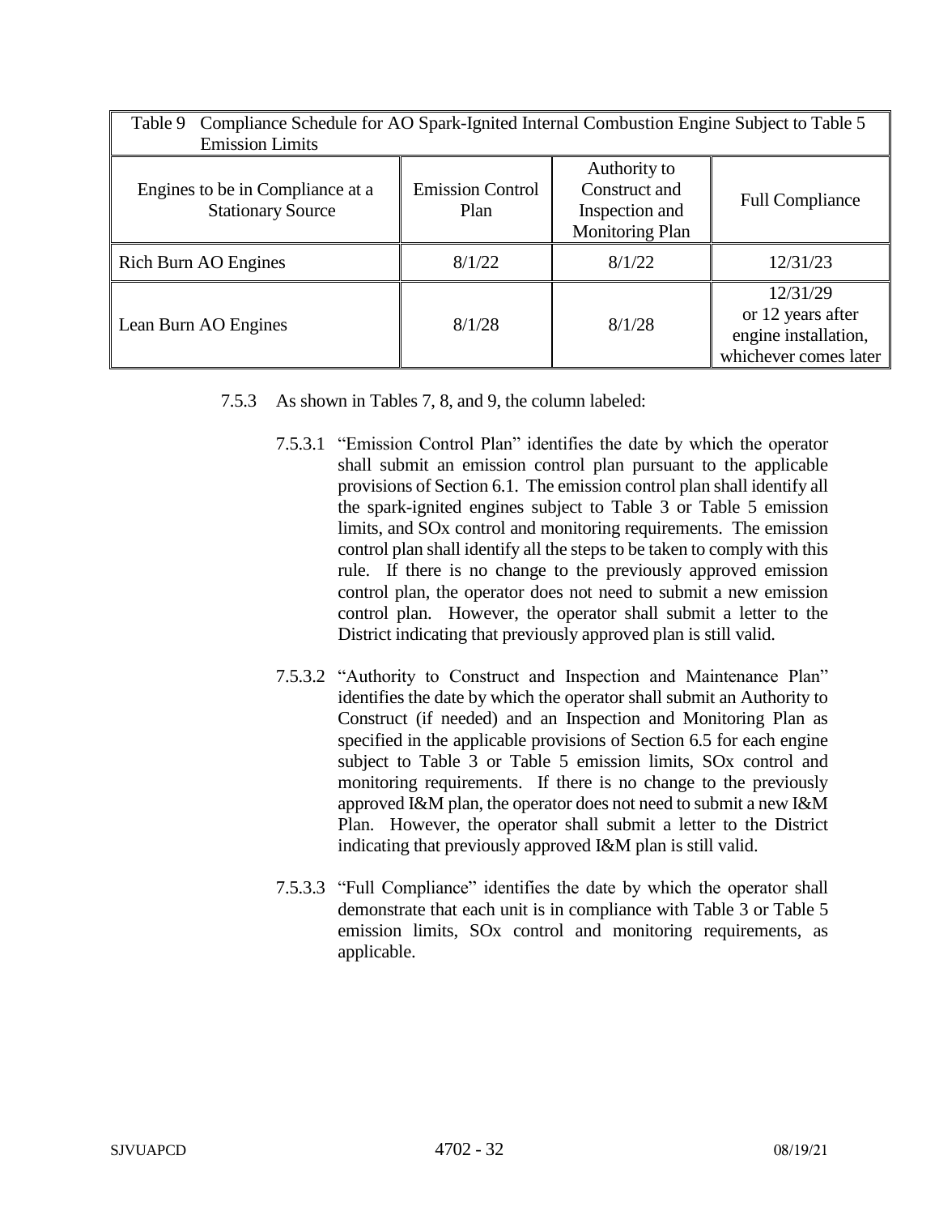| Table 9 Compliance Schedule for AO Spark-Ignited Internal Combustion Engine Subject to Table 5 Emission Limits | | | |
|---|---|---|---|
| Engines to be in Compliance at a Stationary Source | Emission Control Plan | Authority to Construct and Inspection and Monitoring Plan | Full Compliance |
| Rich Burn AO Engines | 8/1/22 | 8/1/22 | 12/31/23 |
| Lean Burn AO Engines | 8/1/28 | 8/1/28 | 12/31/29 or 12 years after engine installation, whichever comes later |

7.5.3 As shown in Tables 7, 8, and 9, the column labeled:

7.5.3.1 "Emission Control Plan" identifies the date by which the operator shall submit an emission control plan pursuant to the applicable provisions of Section 6.1. The emission control plan shall identify all the spark-ignited engines subject to Table 3 or Table 5 emission limits, and SOx control and monitoring requirements. The emission control plan shall identify all the steps to be taken to comply with this rule. If there is no change to the previously approved emission control plan, the operator does not need to submit a new emission control plan. However, the operator shall submit a letter to the District indicating that previously approved plan is still valid.

7.5.3.2 "Authority to Construct and Inspection and Maintenance Plan" identifies the date by which the operator shall submit an Authority to Construct (if needed) and an Inspection and Monitoring Plan as specified in the applicable provisions of Section 6.5 for each engine subject to Table 3 or Table 5 emission limits, SOx control and monitoring requirements. If there is no change to the previously approved I&M plan, the operator does not need to submit a new I&M Plan. However, the operator shall submit a letter to the District indicating that previously approved I&M plan is still valid.

7.5.3.3 "Full Compliance" identifies the date by which the operator shall demonstrate that each unit is in compliance with Table 3 or Table 5 emission limits, SOx control and monitoring requirements, as applicable.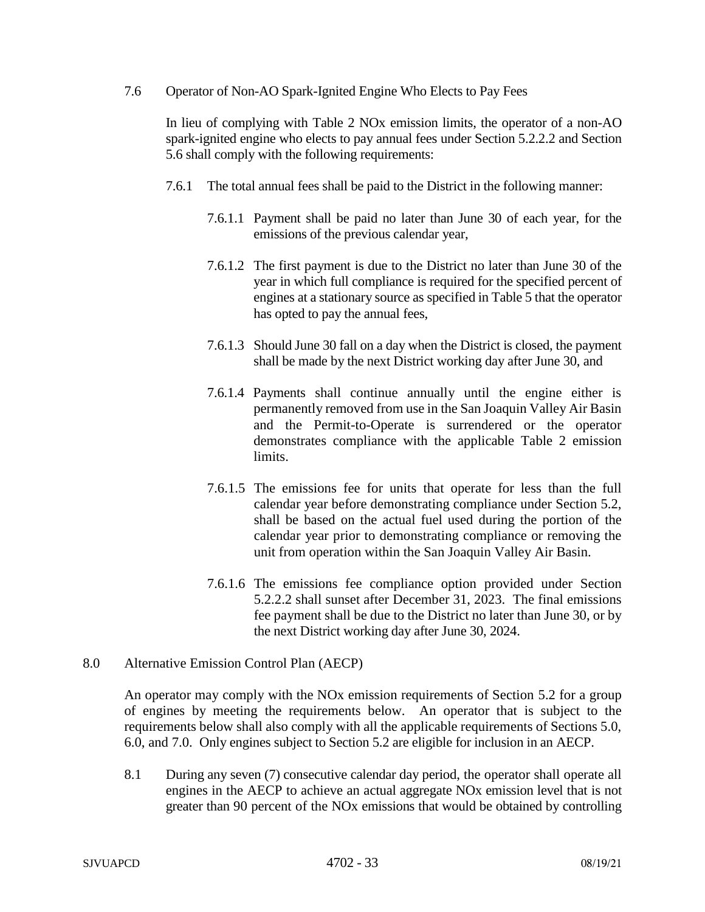7.6 Operator of Non-AO Spark-Ignited Engine Who Elects to Pay Fees

In lieu of complying with Table 2 NOx emission limits, the operator of a non-AO spark-ignited engine who elects to pay annual fees under Section 5.2.2.2 and Section 5.6 shall comply with the following requirements:

7.6.1 The total annual fees shall be paid to the District in the following manner:

7.6.1.1 Payment shall be paid no later than June 30 of each year, for the emissions of the previous calendar year,

7.6.1.2 The first payment is due to the District no later than June 30 of the year in which full compliance is required for the specified percent of engines at a stationary source as specified in Table 5 that the operator has opted to pay the annual fees,

7.6.1.3 Should June 30 fall on a day when the District is closed, the payment shall be made by the next District working day after June 30, and

7.6.1.4 Payments shall continue annually until the engine either is permanently removed from use in the San Joaquin Valley Air Basin and the Permit-to-Operate is surrendered or the operator demonstrates compliance with the applicable Table 2 emission limits.

7.6.1.5 The emissions fee for units that operate for less than the full calendar year before demonstrating compliance under Section 5.2, shall be based on the actual fuel used during the portion of the calendar year prior to demonstrating compliance or removing the unit from operation within the San Joaquin Valley Air Basin.

7.6.1.6 The emissions fee compliance option provided under Section 5.2.2.2 shall sunset after December 31, 2023. The final emissions fee payment shall be due to the District no later than June 30, or by the next District working day after June 30, 2024.

## 8.0 Alternative Emission Control Plan (AECP)

An operator may comply with the NOx emission requirements of Section 5.2 for a group of engines by meeting the requirements below. An operator that is subject to the requirements below shall also comply with all the applicable requirements of Sections 5.0, 6.0, and 7.0. Only engines subject to Section 5.2 are eligible for inclusion in an AECP.

8.1 During any seven (7) consecutive calendar day period, the operator shall operate all engines in the AECP to achieve an actual aggregate NOx emission level that is not greater than 90 percent of the NOx emissions that would be obtained by controlling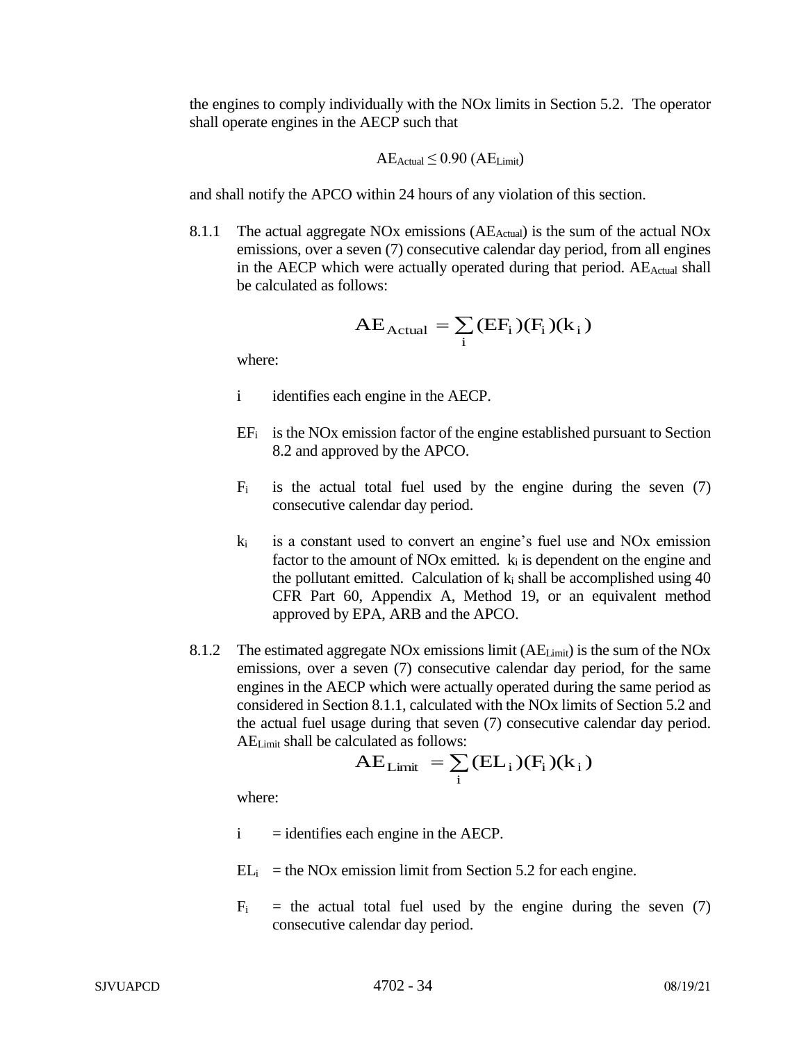the engines to comply individually with the NOx limits in Section 5.2. The operator shall operate engines in the AECP such that

$$AE_{Actual} \leq 0.90\ (AE_{Limit})$$

and shall notify the APCO within 24 hours of any violation of this section.

8.1.1 The actual aggregate NOx emissions ($AE_{Actual}$) is the sum of the actual NOx emissions, over a seven (7) consecutive calendar day period, from all engines in the AECP which were actually operated during that period. $AE_{Actual}$ shall be calculated as follows:

$$AE_{Actual} = \sum_{i} (EF_i)(F_i)(k_i)$$

where:

- i identifies each engine in the AECP.
- $EF_i$ is the NOx emission factor of the engine established pursuant to Section 8.2 and approved by the APCO.
- $F_i$ is the actual total fuel used by the engine during the seven (7) consecutive calendar day period.
- $k_i$ is a constant used to convert an engine's fuel use and NOx emission factor to the amount of NOx emitted. $k_i$ is dependent on the engine and the pollutant emitted. Calculation of $k_i$ shall be accomplished using 40 CFR Part 60, Appendix A, Method 19, or an equivalent method approved by EPA, ARB and the APCO.

8.1.2 The estimated aggregate NOx emissions limit ($AE_{Limit}$) is the sum of the NOx emissions, over a seven (7) consecutive calendar day period, for the same engines in the AECP which were actually operated during the same period as considered in Section 8.1.1, calculated with the NOx limits of Section 5.2 and the actual fuel usage during that seven (7) consecutive calendar day period. $AE_{Limit}$ shall be calculated as follows:

$$AE_{Limit} = \sum_{i} (EL_i)(F_i)(k_i)$$

where:

- i = identifies each engine in the AECP.
- $EL_i$ = the NOx emission limit from Section 5.2 for each engine.
- $F_i$ = the actual total fuel used by the engine during the seven (7) consecutive calendar day period.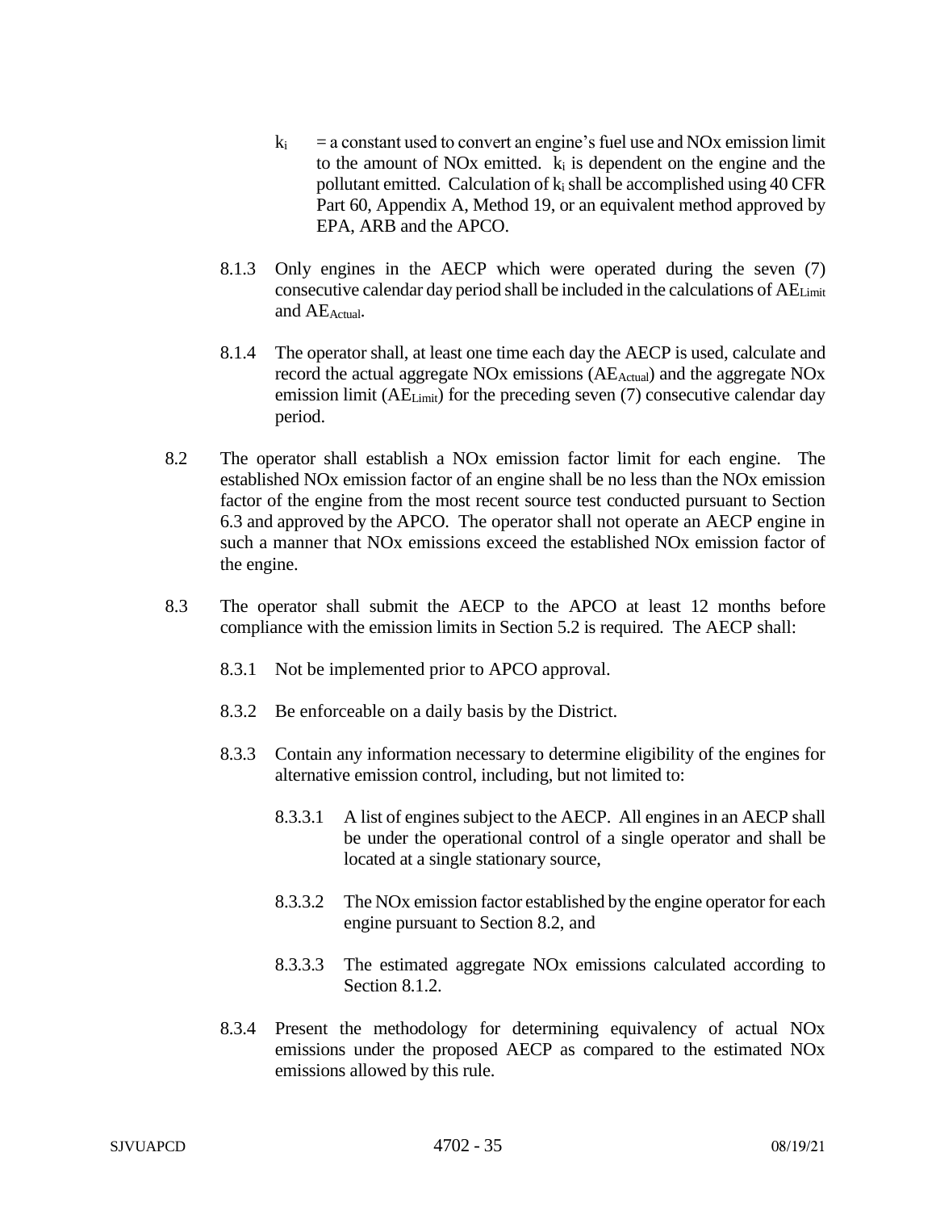$k_i$ = a constant used to convert an engine's fuel use and NOx emission limit to the amount of NOx emitted. $k_i$ is dependent on the engine and the pollutant emitted. Calculation of $k_i$ shall be accomplished using 40 CFR Part 60, Appendix A, Method 19, or an equivalent method approved by EPA, ARB and the APCO.

8.1.3 Only engines in the AECP which were operated during the seven (7) consecutive calendar day period shall be included in the calculations of $AE_{Limit}$ and $AE_{Actual}$.

8.1.4 The operator shall, at least one time each day the AECP is used, calculate and record the actual aggregate NOx emissions ($AE_{Actual}$) and the aggregate NOx emission limit ($AE_{Limit}$) for the preceding seven (7) consecutive calendar day period.

8.2 The operator shall establish a NOx emission factor limit for each engine. The established NOx emission factor of an engine shall be no less than the NOx emission factor of the engine from the most recent source test conducted pursuant to Section 6.3 and approved by the APCO. The operator shall not operate an AECP engine in such a manner that NOx emissions exceed the established NOx emission factor of the engine.

8.3 The operator shall submit the AECP to the APCO at least 12 months before compliance with the emission limits in Section 5.2 is required. The AECP shall:

8.3.1 Not be implemented prior to APCO approval.

8.3.2 Be enforceable on a daily basis by the District.

8.3.3 Contain any information necessary to determine eligibility of the engines for alternative emission control, including, but not limited to:

8.3.3.1 A list of engines subject to the AECP. All engines in an AECP shall be under the operational control of a single operator and shall be located at a single stationary source,

8.3.3.2 The NOx emission factor established by the engine operator for each engine pursuant to Section 8.2, and

8.3.3.3 The estimated aggregate NOx emissions calculated according to Section 8.1.2.

8.3.4 Present the methodology for determining equivalency of actual NOx emissions under the proposed AECP as compared to the estimated NOx emissions allowed by this rule.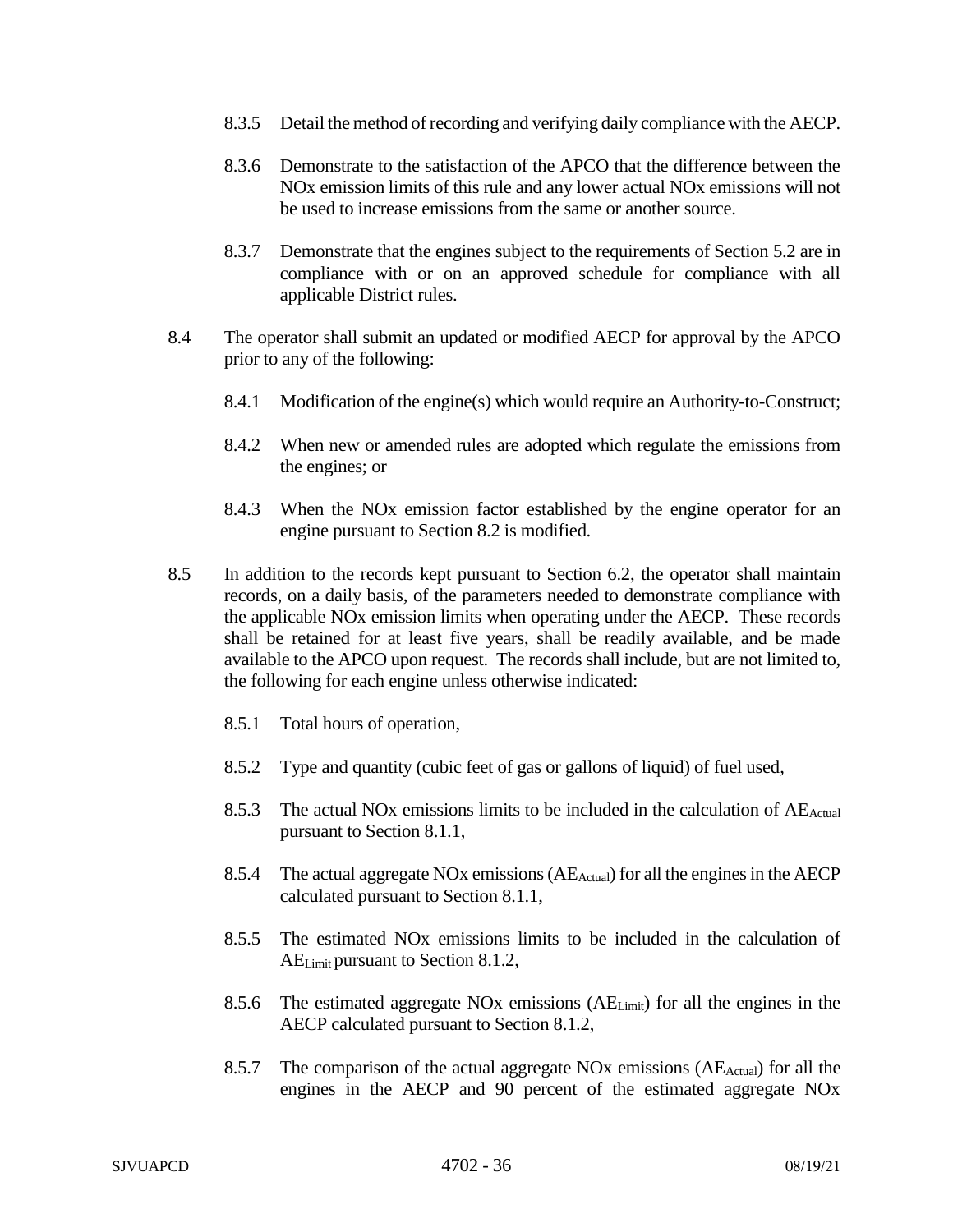8.3.5 Detail the method of recording and verifying daily compliance with the AECP.

8.3.6 Demonstrate to the satisfaction of the APCO that the difference between the NOx emission limits of this rule and any lower actual NOx emissions will not be used to increase emissions from the same or another source.

8.3.7 Demonstrate that the engines subject to the requirements of Section 5.2 are in compliance with or on an approved schedule for compliance with all applicable District rules.

8.4 The operator shall submit an updated or modified AECP for approval by the APCO prior to any of the following:

8.4.1 Modification of the engine(s) which would require an Authority-to-Construct;

8.4.2 When new or amended rules are adopted which regulate the emissions from the engines; or

8.4.3 When the NOx emission factor established by the engine operator for an engine pursuant to Section 8.2 is modified.

8.5 In addition to the records kept pursuant to Section 6.2, the operator shall maintain records, on a daily basis, of the parameters needed to demonstrate compliance with the applicable NOx emission limits when operating under the AECP. These records shall be retained for at least five years, shall be readily available, and be made available to the APCO upon request. The records shall include, but are not limited to, the following for each engine unless otherwise indicated:

8.5.1 Total hours of operation,

8.5.2 Type and quantity (cubic feet of gas or gallons of liquid) of fuel used,

8.5.3 The actual NOx emissions limits to be included in the calculation of $AE_{Actual}$ pursuant to Section 8.1.1,

8.5.4 The actual aggregate NOx emissions ($AE_{Actual}$) for all the engines in the AECP calculated pursuant to Section 8.1.1,

8.5.5 The estimated NOx emissions limits to be included in the calculation of $AE_{Limit}$ pursuant to Section 8.1.2,

8.5.6 The estimated aggregate NOx emissions ($AE_{Limit}$) for all the engines in the AECP calculated pursuant to Section 8.1.2,

8.5.7 The comparison of the actual aggregate NOx emissions ($AE_{Actual}$) for all the engines in the AECP and 90 percent of the estimated aggregate NOx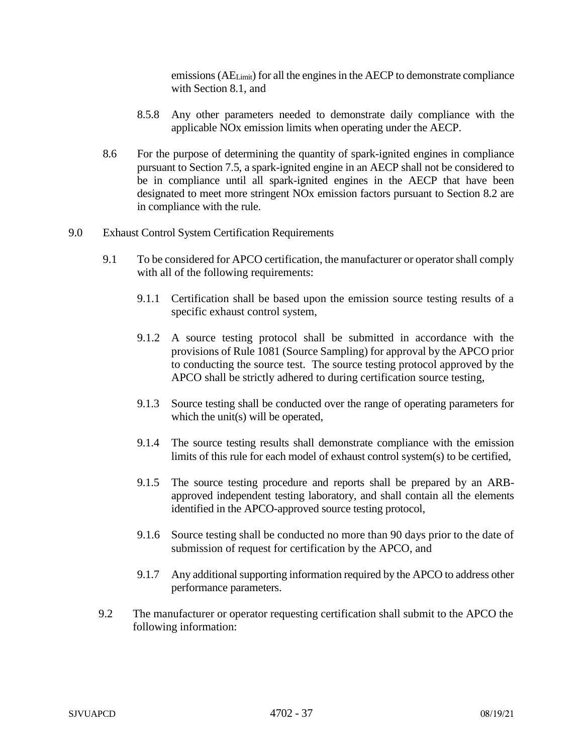emissions ($AE_{Limit}$) for all the engines in the AECP to demonstrate compliance with Section 8.1, and

8.5.8 Any other parameters needed to demonstrate daily compliance with the applicable NOx emission limits when operating under the AECP.

8.6 For the purpose of determining the quantity of spark-ignited engines in compliance pursuant to Section 7.5, a spark-ignited engine in an AECP shall not be considered to be in compliance until all spark-ignited engines in the AECP that have been designated to meet more stringent NOx emission factors pursuant to Section 8.2 are in compliance with the rule.

9.0 Exhaust Control System Certification Requirements

9.1 To be considered for APCO certification, the manufacturer or operator shall comply with all of the following requirements:

9.1.1 Certification shall be based upon the emission source testing results of a specific exhaust control system,

9.1.2 A source testing protocol shall be submitted in accordance with the provisions of Rule 1081 (Source Sampling) for approval by the APCO prior to conducting the source test. The source testing protocol approved by the APCO shall be strictly adhered to during certification source testing,

9.1.3 Source testing shall be conducted over the range of operating parameters for which the unit(s) will be operated,

9.1.4 The source testing results shall demonstrate compliance with the emission limits of this rule for each model of exhaust control system(s) to be certified,

9.1.5 The source testing procedure and reports shall be prepared by an ARB-approved independent testing laboratory, and shall contain all the elements identified in the APCO-approved source testing protocol,

9.1.6 Source testing shall be conducted no more than 90 days prior to the date of submission of request for certification by the APCO, and

9.1.7 Any additional supporting information required by the APCO to address other performance parameters.

9.2 The manufacturer or operator requesting certification shall submit to the APCO the following information: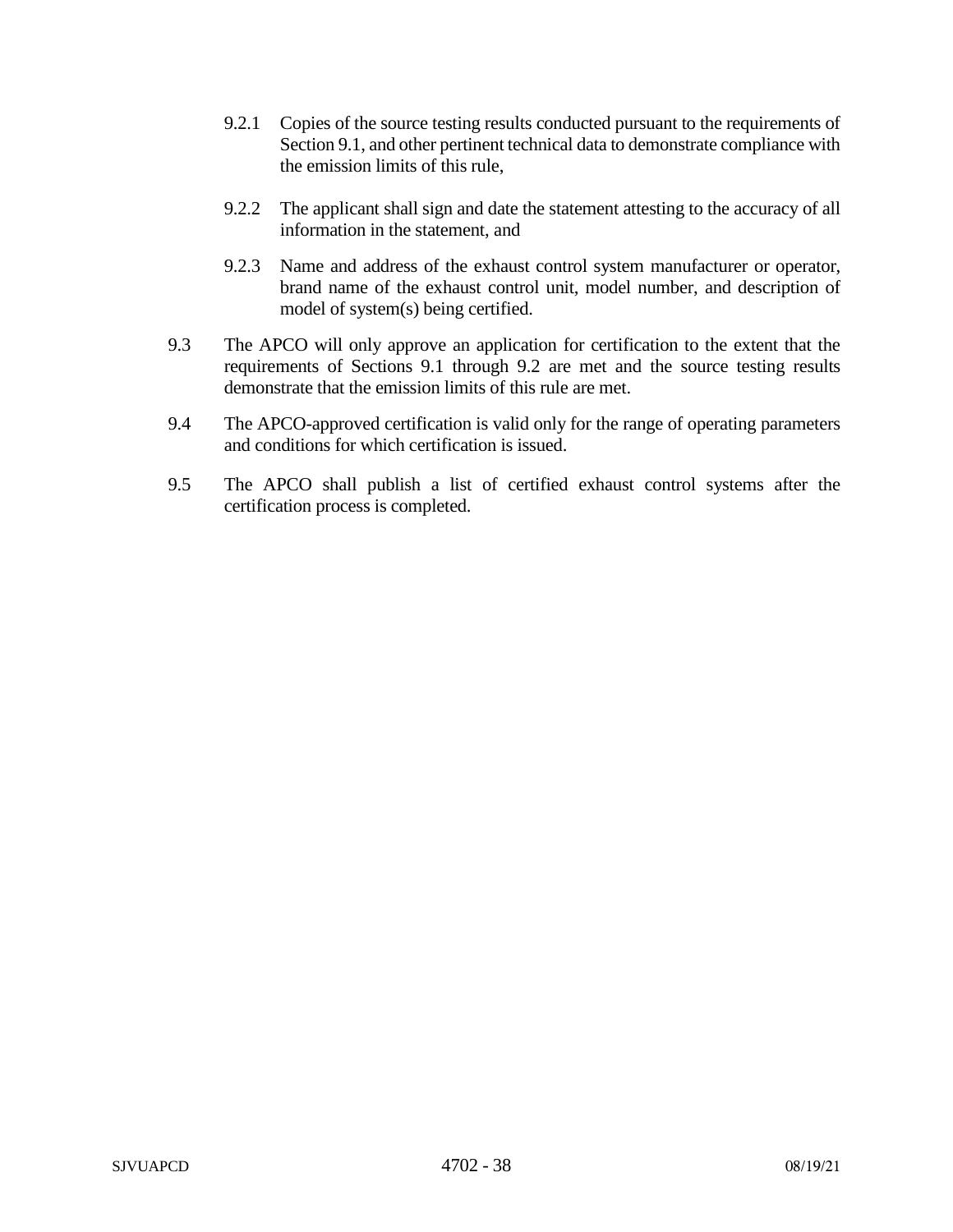9.2.1 Copies of the source testing results conducted pursuant to the requirements of Section 9.1, and other pertinent technical data to demonstrate compliance with the emission limits of this rule,

9.2.2 The applicant shall sign and date the statement attesting to the accuracy of all information in the statement, and

9.2.3 Name and address of the exhaust control system manufacturer or operator, brand name of the exhaust control unit, model number, and description of model of system(s) being certified.

9.3 The APCO will only approve an application for certification to the extent that the requirements of Sections 9.1 through 9.2 are met and the source testing results demonstrate that the emission limits of this rule are met.

9.4 The APCO-approved certification is valid only for the range of operating parameters and conditions for which certification is issued.

9.5 The APCO shall publish a list of certified exhaust control systems after the certification process is completed.